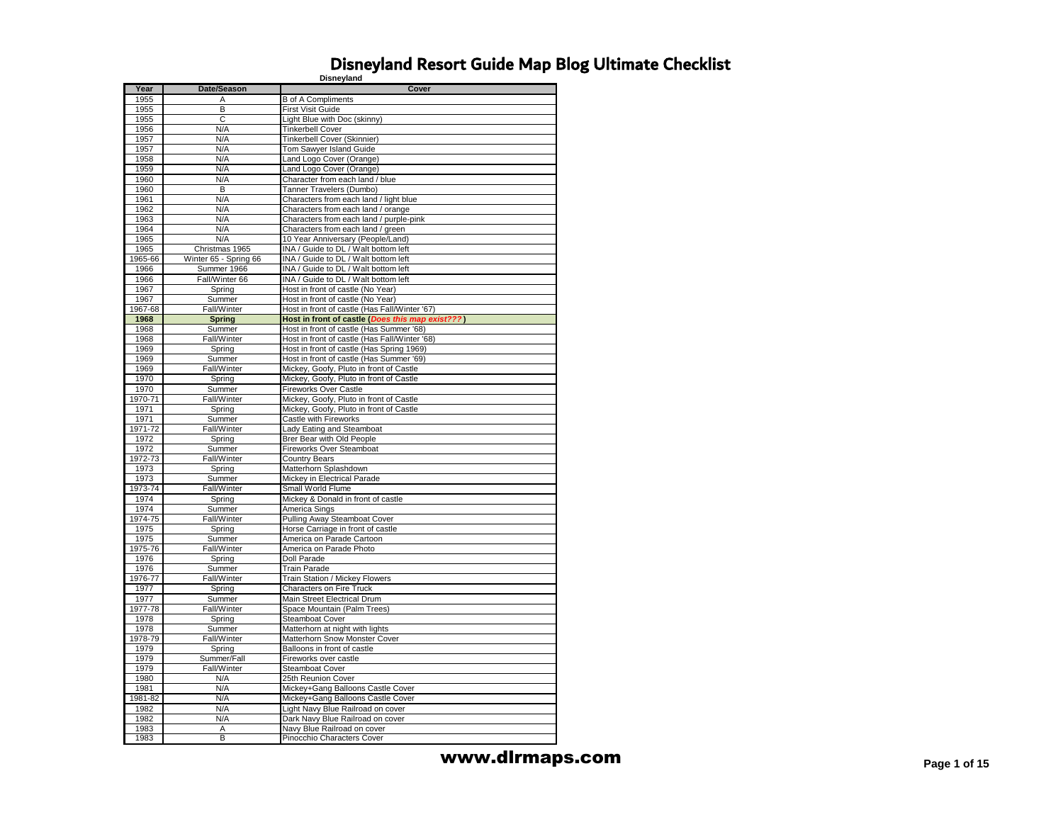# Disneyland Resort Guide Map Blog Ultimate Checklist

**Disneyland**

| Year | Date/Season | Cover |
|---|---|---|
| 1955 | A | B of A Compliments |
| 1955 | B | First Visit Guide |
| 1955 | C | Light Blue with Doc (skinny) |
| 1956 | N/A | Tinkerbell Cover |
| 1957 | N/A | Tinkerbell Cover (Skinnier) |
| 1957 | N/A | Tom Sawyer Island Guide |
| 1958 | N/A | Land Logo Cover (Orange) |
| 1959 | N/A | Land Logo Cover (Orange) |
| 1960 | N/A | Character from each land / blue |
| 1960 | B | Tanner Travelers (Dumbo) |
| 1961 | N/A | Characters from each land / light blue |
| 1962 | N/A | Characters from each land / orange |
| 1963 | N/A | Characters from each land / purple-pink |
| 1964 | N/A | Characters from each land / green |
| 1965 | N/A | 10 Year Anniversary (People/Land) |
| 1965 | Christmas 1965 | INA / Guide to DL / Walt bottom left |
| 1965-66 | Winter 65 - Spring 66 | INA / Guide to DL / Walt bottom left |
| 1966 | Summer 1966 | INA / Guide to DL / Walt bottom left |
| 1966 | Fall/Winter 66 | INA / Guide to DL / Walt bottom left |
| 1967 | Spring | Host in front of castle (No Year) |
| 1967 | Summer | Host in front of castle (No Year) |
| 1967-68 | Fall/Winter | Host in front of castle (Has Fall/Winter '67) |
| **1968** | **Spring** | **Host in front of castle (*Does this map exist???*)** |
| 1968 | Summer | Host in front of castle (Has Summer '68) |
| 1968 | Fall/Winter | Host in front of castle (Has Fall/Winter '68) |
| 1969 | Spring | Host in front of castle (Has Spring 1969) |
| 1969 | Summer | Host in front of castle (Has Summer '69) |
| 1969 | Fall/Winter | Mickey, Goofy, Pluto in front of Castle |
| 1970 | Spring | Mickey, Goofy, Pluto in front of Castle |
| 1970 | Summer | Fireworks Over Castle |
| 1970-71 | Fall/Winter | Mickey, Goofy, Pluto in front of Castle |
| 1971 | Spring | Mickey, Goofy, Pluto in front of Castle |
| 1971 | Summer | Castle with Fireworks |
| 1971-72 | Fall/Winter | Lady Eating and Steamboat |
| 1972 | Spring | Brer Bear with Old People |
| 1972 | Summer | Fireworks Over Steamboat |
| 1972-73 | Fall/Winter | Country Bears |
| 1973 | Spring | Matterhorn Splashdown |
| 1973 | Summer | Mickey in Electrical Parade |
| 1973-74 | Fall/Winter | Small World Flume |
| 1974 | Spring | Mickey & Donald in front of castle |
| 1974 | Summer | America Sings |
| 1974-75 | Fall/Winter | Pulling Away Steamboat Cover |
| 1975 | Spring | Horse Carriage in front of castle |
| 1975 | Summer | America on Parade Cartoon |
| 1975-76 | Fall/Winter | America on Parade Photo |
| 1976 | Spring | Doll Parade |
| 1976 | Summer | Train Parade |
| 1976-77 | Fall/Winter | Train Station / Mickey Flowers |
| 1977 | Spring | Characters on Fire Truck |
| 1977 | Summer | Main Street Electrical Drum |
| 1977-78 | Fall/Winter | Space Mountain (Palm Trees) |
| 1978 | Spring | Steamboat Cover |
| 1978 | Summer | Matterhorn at night with lights |
| 1978-79 | Fall/Winter | Matterhorn Snow Monster Cover |
| 1979 | Spring | Balloons in front of castle |
| 1979 | Summer/Fall | Fireworks over castle |
| 1979 | Fall/Winter | Steamboat Cover |
| 1980 | N/A | 25th Reunion Cover |
| 1981 | N/A | Mickey+Gang Balloons Castle Cover |
| 1981-82 | N/A | Mickey+Gang Balloons Castle Cover |
| 1982 | N/A | Light Navy Blue Railroad on cover |
| 1982 | N/A | Dark Navy Blue Railroad on cover |
| 1983 | A | Navy Blue Railroad on cover |
| 1983 | B | Pinocchio Characters Cover |

www.dlrmaps.com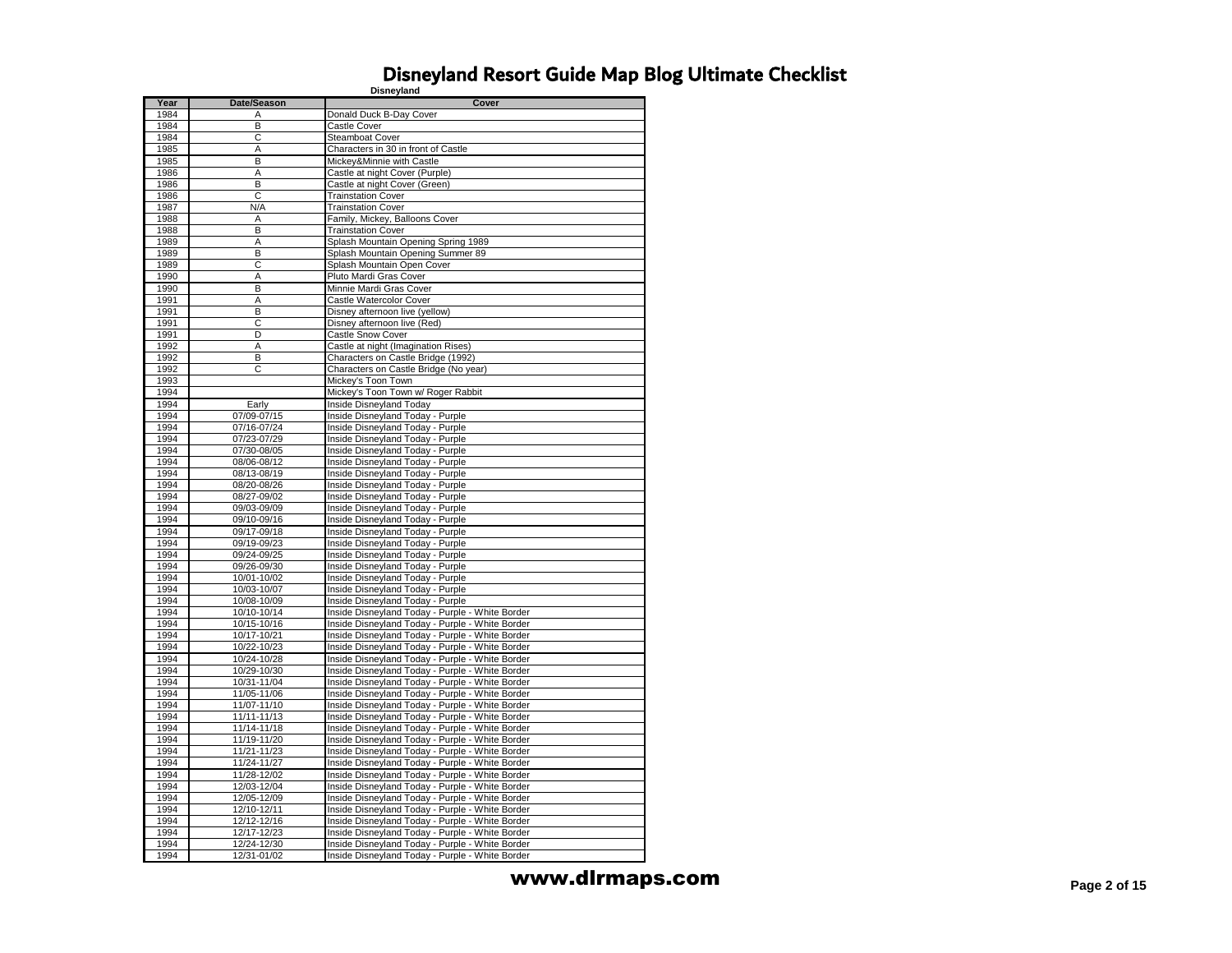# Disneyland Resort Guide Map Blog Ultimate Checklist

**Disneyland**

| Year | Date/Season | Cover |
|---|---|---|
| 1984 | A | Donald Duck B-Day Cover |
| 1984 | B | Castle Cover |
| 1984 | C | Steamboat Cover |
| 1985 | A | Characters in 30 in front of Castle |
| 1985 | B | Mickey&Minnie with Castle |
| 1986 | A | Castle at night Cover (Purple) |
| 1986 | B | Castle at night Cover (Green) |
| 1986 | C | Trainstation Cover |
| 1987 | N/A | Trainstation Cover |
| 1988 | A | Family, Mickey, Balloons Cover |
| 1988 | B | Trainstation Cover |
| 1989 | A | Splash Mountain Opening Spring 1989 |
| 1989 | B | Splash Mountain Opening Summer 89 |
| 1989 | C | Splash Mountain Open Cover |
| 1990 | A | Pluto Mardi Gras Cover |
| 1990 | B | Minnie Mardi Gras Cover |
| 1991 | A | Castle Watercolor Cover |
| 1991 | B | Disney afternoon live (yellow) |
| 1991 | C | Disney afternoon live (Red) |
| 1991 | D | Castle Snow Cover |
| 1992 | A | Castle at night (Imagination Rises) |
| 1992 | B | Characters on Castle Bridge (1992) |
| 1992 | C | Characters on Castle Bridge (No year) |
| 1993 | | Mickey's Toon Town |
| 1994 | | Mickey's Toon Town w/ Roger Rabbit |
| 1994 | Early | Inside Disneyland Today |
| 1994 | 07/09-07/15 | Inside Disneyland Today - Purple |
| 1994 | 07/16-07/24 | Inside Disneyland Today - Purple |
| 1994 | 07/23-07/29 | Inside Disneyland Today - Purple |
| 1994 | 07/30-08/05 | Inside Disneyland Today - Purple |
| 1994 | 08/06-08/12 | Inside Disneyland Today - Purple |
| 1994 | 08/13-08/19 | Inside Disneyland Today - Purple |
| 1994 | 08/20-08/26 | Inside Disneyland Today - Purple |
| 1994 | 08/27-09/02 | Inside Disneyland Today - Purple |
| 1994 | 09/03-09/09 | Inside Disneyland Today - Purple |
| 1994 | 09/10-09/16 | Inside Disneyland Today - Purple |
| 1994 | 09/17-09/18 | Inside Disneyland Today - Purple |
| 1994 | 09/19-09/23 | Inside Disneyland Today - Purple |
| 1994 | 09/24-09/25 | Inside Disneyland Today - Purple |
| 1994 | 09/26-09/30 | Inside Disneyland Today - Purple |
| 1994 | 10/01-10/02 | Inside Disneyland Today - Purple |
| 1994 | 10/03-10/07 | Inside Disneyland Today - Purple |
| 1994 | 10/08-10/09 | Inside Disneyland Today - Purple |
| 1994 | 10/10-10/14 | Inside Disneyland Today - Purple - White Border |
| 1994 | 10/15-10/16 | Inside Disneyland Today - Purple - White Border |
| 1994 | 10/17-10/21 | Inside Disneyland Today - Purple - White Border |
| 1994 | 10/22-10/23 | Inside Disneyland Today - Purple - White Border |
| 1994 | 10/24-10/28 | Inside Disneyland Today - Purple - White Border |
| 1994 | 10/29-10/30 | Inside Disneyland Today - Purple - White Border |
| 1994 | 10/31-11/04 | Inside Disneyland Today - Purple - White Border |
| 1994 | 11/05-11/06 | Inside Disneyland Today - Purple - White Border |
| 1994 | 11/07-11/10 | Inside Disneyland Today - Purple - White Border |
| 1994 | 11/11-11/13 | Inside Disneyland Today - Purple - White Border |
| 1994 | 11/14-11/18 | Inside Disneyland Today - Purple - White Border |
| 1994 | 11/19-11/20 | Inside Disneyland Today - Purple - White Border |
| 1994 | 11/21-11/23 | Inside Disneyland Today - Purple - White Border |
| 1994 | 11/24-11/27 | Inside Disneyland Today - Purple - White Border |
| 1994 | 11/28-12/02 | Inside Disneyland Today - Purple - White Border |
| 1994 | 12/03-12/04 | Inside Disneyland Today - Purple - White Border |
| 1994 | 12/05-12/09 | Inside Disneyland Today - Purple - White Border |
| 1994 | 12/10-12/11 | Inside Disneyland Today - Purple - White Border |
| 1994 | 12/12-12/16 | Inside Disneyland Today - Purple - White Border |
| 1994 | 12/17-12/23 | Inside Disneyland Today - Purple - White Border |
| 1994 | 12/24-12/30 | Inside Disneyland Today - Purple - White Border |
| 1994 | 12/31-01/02 | Inside Disneyland Today - Purple - White Border |

www.dlrmaps.com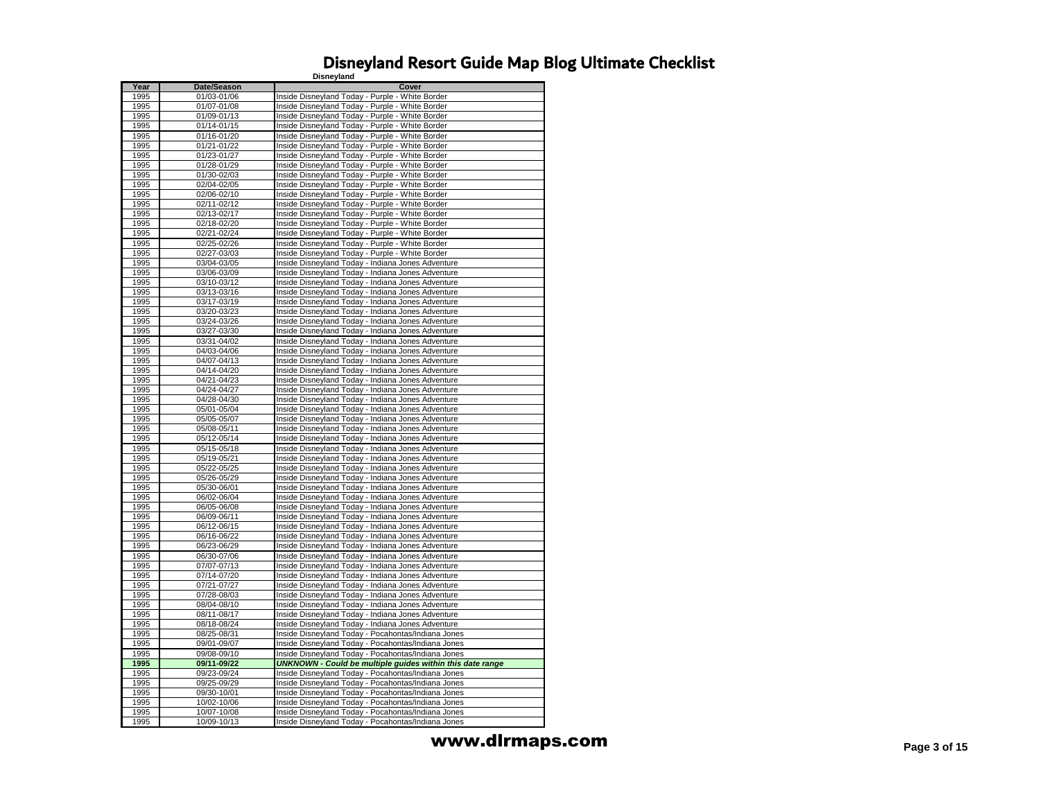# Disneyland Resort Guide Map Blog Ultimate Checklist

**Disneyland**

| Year | Date/Season | Cover |
|---|---|---|
| 1995 | 01/03-01/06 | Inside Disneyland Today - Purple - White Border |
| 1995 | 01/07-01/08 | Inside Disneyland Today - Purple - White Border |
| 1995 | 01/09-01/13 | Inside Disneyland Today - Purple - White Border |
| 1995 | 01/14-01/15 | Inside Disneyland Today - Purple - White Border |
| 1995 | 01/16-01/20 | Inside Disneyland Today - Purple - White Border |
| 1995 | 01/21-01/22 | Inside Disneyland Today - Purple - White Border |
| 1995 | 01/23-01/27 | Inside Disneyland Today - Purple - White Border |
| 1995 | 01/28-01/29 | Inside Disneyland Today - Purple - White Border |
| 1995 | 01/30-02/03 | Inside Disneyland Today - Purple - White Border |
| 1995 | 02/04-02/05 | Inside Disneyland Today - Purple - White Border |
| 1995 | 02/06-02/10 | Inside Disneyland Today - Purple - White Border |
| 1995 | 02/11-02/12 | Inside Disneyland Today - Purple - White Border |
| 1995 | 02/13-02/17 | Inside Disneyland Today - Purple - White Border |
| 1995 | 02/18-02/20 | Inside Disneyland Today - Purple - White Border |
| 1995 | 02/21-02/24 | Inside Disneyland Today - Purple - White Border |
| 1995 | 02/25-02/26 | Inside Disneyland Today - Purple - White Border |
| 1995 | 02/27-03/03 | Inside Disneyland Today - Purple - White Border |
| 1995 | 03/04-03/05 | Inside Disneyland Today - Indiana Jones Adventure |
| 1995 | 03/06-03/09 | Inside Disneyland Today - Indiana Jones Adventure |
| 1995 | 03/10-03/12 | Inside Disneyland Today - Indiana Jones Adventure |
| 1995 | 03/13-03/16 | Inside Disneyland Today - Indiana Jones Adventure |
| 1995 | 03/17-03/19 | Inside Disneyland Today - Indiana Jones Adventure |
| 1995 | 03/20-03/23 | Inside Disneyland Today - Indiana Jones Adventure |
| 1995 | 03/24-03/26 | Inside Disneyland Today - Indiana Jones Adventure |
| 1995 | 03/27-03/30 | Inside Disneyland Today - Indiana Jones Adventure |
| 1995 | 03/31-04/02 | Inside Disneyland Today - Indiana Jones Adventure |
| 1995 | 04/03-04/06 | Inside Disneyland Today - Indiana Jones Adventure |
| 1995 | 04/07-04/13 | Inside Disneyland Today - Indiana Jones Adventure |
| 1995 | 04/14-04/20 | Inside Disneyland Today - Indiana Jones Adventure |
| 1995 | 04/21-04/23 | Inside Disneyland Today - Indiana Jones Adventure |
| 1995 | 04/24-04/27 | Inside Disneyland Today - Indiana Jones Adventure |
| 1995 | 04/28-04/30 | Inside Disneyland Today - Indiana Jones Adventure |
| 1995 | 05/01-05/04 | Inside Disneyland Today - Indiana Jones Adventure |
| 1995 | 05/05-05/07 | Inside Disneyland Today - Indiana Jones Adventure |
| 1995 | 05/08-05/11 | Inside Disneyland Today - Indiana Jones Adventure |
| 1995 | 05/12-05/14 | Inside Disneyland Today - Indiana Jones Adventure |
| 1995 | 05/15-05/18 | Inside Disneyland Today - Indiana Jones Adventure |
| 1995 | 05/19-05/21 | Inside Disneyland Today - Indiana Jones Adventure |
| 1995 | 05/22-05/25 | Inside Disneyland Today - Indiana Jones Adventure |
| 1995 | 05/26-05/29 | Inside Disneyland Today - Indiana Jones Adventure |
| 1995 | 05/30-06/01 | Inside Disneyland Today - Indiana Jones Adventure |
| 1995 | 06/02-06/04 | Inside Disneyland Today - Indiana Jones Adventure |
| 1995 | 06/05-06/08 | Inside Disneyland Today - Indiana Jones Adventure |
| 1995 | 06/09-06/11 | Inside Disneyland Today - Indiana Jones Adventure |
| 1995 | 06/12-06/15 | Inside Disneyland Today - Indiana Jones Adventure |
| 1995 | 06/16-06/22 | Inside Disneyland Today - Indiana Jones Adventure |
| 1995 | 06/23-06/29 | Inside Disneyland Today - Indiana Jones Adventure |
| 1995 | 06/30-07/06 | Inside Disneyland Today - Indiana Jones Adventure |
| 1995 | 07/07-07/13 | Inside Disneyland Today - Indiana Jones Adventure |
| 1995 | 07/14-07/20 | Inside Disneyland Today - Indiana Jones Adventure |
| 1995 | 07/21-07/27 | Inside Disneyland Today - Indiana Jones Adventure |
| 1995 | 07/28-08/03 | Inside Disneyland Today - Indiana Jones Adventure |
| 1995 | 08/04-08/10 | Inside Disneyland Today - Indiana Jones Adventure |
| 1995 | 08/11-08/17 | Inside Disneyland Today - Indiana Jones Adventure |
| 1995 | 08/18-08/24 | Inside Disneyland Today - Indiana Jones Adventure |
| 1995 | 08/25-08/31 | Inside Disneyland Today - Pocahontas/Indiana Jones |
| 1995 | 09/01-09/07 | Inside Disneyland Today - Pocahontas/Indiana Jones |
| 1995 | 09/08-09/10 | Inside Disneyland Today - Pocahontas/Indiana Jones |
| **1995** | **09/11-09/22** | ***UNKNOWN - Could be multiple guides within this date range*** |
| 1995 | 09/23-09/24 | Inside Disneyland Today - Pocahontas/Indiana Jones |
| 1995 | 09/25-09/29 | Inside Disneyland Today - Pocahontas/Indiana Jones |
| 1995 | 09/30-10/01 | Inside Disneyland Today - Pocahontas/Indiana Jones |
| 1995 | 10/02-10/06 | Inside Disneyland Today - Pocahontas/Indiana Jones |
| 1995 | 10/07-10/08 | Inside Disneyland Today - Pocahontas/Indiana Jones |
| 1995 | 10/09-10/13 | Inside Disneyland Today - Pocahontas/Indiana Jones |

**www.dlrmaps.com**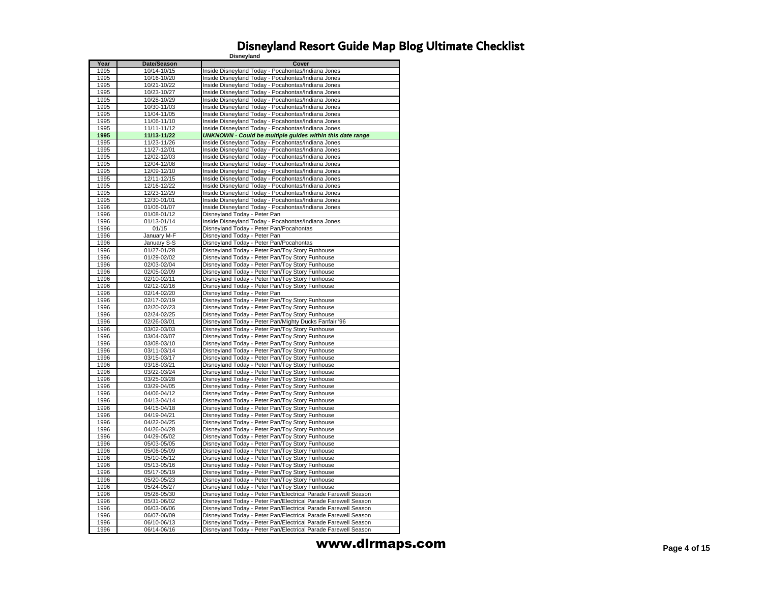# Disneyland Resort Guide Map Blog Ultimate Checklist

**Disneyland**

| Year | Date/Season | Cover |
|---|---|---|
| 1995 | 10/14-10/15 | Inside Disneyland Today - Pocahontas/Indiana Jones |
| 1995 | 10/16-10/20 | Inside Disneyland Today - Pocahontas/Indiana Jones |
| 1995 | 10/21-10/22 | Inside Disneyland Today - Pocahontas/Indiana Jones |
| 1995 | 10/23-10/27 | Inside Disneyland Today - Pocahontas/Indiana Jones |
| 1995 | 10/28-10/29 | Inside Disneyland Today - Pocahontas/Indiana Jones |
| 1995 | 10/30-11/03 | Inside Disneyland Today - Pocahontas/Indiana Jones |
| 1995 | 11/04-11/05 | Inside Disneyland Today - Pocahontas/Indiana Jones |
| 1995 | 11/06-11/10 | Inside Disneyland Today - Pocahontas/Indiana Jones |
| 1995 | 11/11-11/12 | Inside Disneyland Today - Pocahontas/Indiana Jones |
| **1995** | **11/13-11/22** | ***UNKNOWN - Could be multiple guides within this date range*** |
| 1995 | 11/23-11/26 | Inside Disneyland Today - Pocahontas/Indiana Jones |
| 1995 | 11/27-12/01 | Inside Disneyland Today - Pocahontas/Indiana Jones |
| 1995 | 12/02-12/03 | Inside Disneyland Today - Pocahontas/Indiana Jones |
| 1995 | 12/04-12/08 | Inside Disneyland Today - Pocahontas/Indiana Jones |
| 1995 | 12/09-12/10 | Inside Disneyland Today - Pocahontas/Indiana Jones |
| 1995 | 12/11-12/15 | Inside Disneyland Today - Pocahontas/Indiana Jones |
| 1995 | 12/16-12/22 | Inside Disneyland Today - Pocahontas/Indiana Jones |
| 1995 | 12/23-12/29 | Inside Disneyland Today - Pocahontas/Indiana Jones |
| 1995 | 12/30-01/01 | Inside Disneyland Today - Pocahontas/Indiana Jones |
| 1996 | 01/06-01/07 | Inside Disneyland Today - Pocahontas/Indiana Jones |
| 1996 | 01/08-01/12 | Disneyland Today - Peter Pan |
| 1996 | 01/13-01/14 | Inside Disneyland Today - Pocahontas/Indiana Jones |
| 1996 | 01/15 | Disneyland Today - Peter Pan/Pocahontas |
| 1996 | January M-F | Disneyland Today - Peter Pan |
| 1996 | January S-S | Disneyland Today - Peter Pan/Pocahontas |
| 1996 | 01/27-01/28 | Disneyland Today - Peter Pan/Toy Story Funhouse |
| 1996 | 01/29-02/02 | Disneyland Today - Peter Pan/Toy Story Funhouse |
| 1996 | 02/03-02/04 | Disneyland Today - Peter Pan/Toy Story Funhouse |
| 1996 | 02/05-02/09 | Disneyland Today - Peter Pan/Toy Story Funhouse |
| 1996 | 02/10-02/11 | Disneyland Today - Peter Pan/Toy Story Funhouse |
| 1996 | 02/12-02/16 | Disneyland Today - Peter Pan/Toy Story Funhouse |
| 1996 | 02/14-02/20 | Disneyland Today - Peter Pan |
| 1996 | 02/17-02/19 | Disneyland Today - Peter Pan/Toy Story Funhouse |
| 1996 | 02/20-02/23 | Disneyland Today - Peter Pan/Toy Story Funhouse |
| 1996 | 02/24-02/25 | Disneyland Today - Peter Pan/Toy Story Funhouse |
| 1996 | 02/26-03/01 | Disneyland Today - Peter Pan/Mighty Ducks Fanfair '96 |
| 1996 | 03/02-03/03 | Disneyland Today - Peter Pan/Toy Story Funhouse |
| 1996 | 03/04-03/07 | Disneyland Today - Peter Pan/Toy Story Funhouse |
| 1996 | 03/08-03/10 | Disneyland Today - Peter Pan/Toy Story Funhouse |
| 1996 | 03/11-03/14 | Disneyland Today - Peter Pan/Toy Story Funhouse |
| 1996 | 03/15-03/17 | Disneyland Today - Peter Pan/Toy Story Funhouse |
| 1996 | 03/18-03/21 | Disneyland Today - Peter Pan/Toy Story Funhouse |
| 1996 | 03/22-03/24 | Disneyland Today - Peter Pan/Toy Story Funhouse |
| 1996 | 03/25-03/28 | Disneyland Today - Peter Pan/Toy Story Funhouse |
| 1996 | 03/29-04/05 | Disneyland Today - Peter Pan/Toy Story Funhouse |
| 1996 | 04/06-04/12 | Disneyland Today - Peter Pan/Toy Story Funhouse |
| 1996 | 04/13-04/14 | Disneyland Today - Peter Pan/Toy Story Funhouse |
| 1996 | 04/15-04/18 | Disneyland Today - Peter Pan/Toy Story Funhouse |
| 1996 | 04/19-04/21 | Disneyland Today - Peter Pan/Toy Story Funhouse |
| 1996 | 04/22-04/25 | Disneyland Today - Peter Pan/Toy Story Funhouse |
| 1996 | 04/26-04/28 | Disneyland Today - Peter Pan/Toy Story Funhouse |
| 1996 | 04/29-05/02 | Disneyland Today - Peter Pan/Toy Story Funhouse |
| 1996 | 05/03-05/05 | Disneyland Today - Peter Pan/Toy Story Funhouse |
| 1996 | 05/06-05/09 | Disneyland Today - Peter Pan/Toy Story Funhouse |
| 1996 | 05/10-05/12 | Disneyland Today - Peter Pan/Toy Story Funhouse |
| 1996 | 05/13-05/16 | Disneyland Today - Peter Pan/Toy Story Funhouse |
| 1996 | 05/17-05/19 | Disneyland Today - Peter Pan/Toy Story Funhouse |
| 1996 | 05/20-05/23 | Disneyland Today - Peter Pan/Toy Story Funhouse |
| 1996 | 05/24-05/27 | Disneyland Today - Peter Pan/Toy Story Funhouse |
| 1996 | 05/28-05/30 | Disneyland Today - Peter Pan/Electrical Parade Farewell Season |
| 1996 | 05/31-06/02 | Disneyland Today - Peter Pan/Electrical Parade Farewell Season |
| 1996 | 06/03-06/06 | Disneyland Today - Peter Pan/Electrical Parade Farewell Season |
| 1996 | 06/07-06/09 | Disneyland Today - Peter Pan/Electrical Parade Farewell Season |
| 1996 | 06/10-06/13 | Disneyland Today - Peter Pan/Electrical Parade Farewell Season |
| 1996 | 06/14-06/16 | Disneyland Today - Peter Pan/Electrical Parade Farewell Season |

www.dlrmaps.com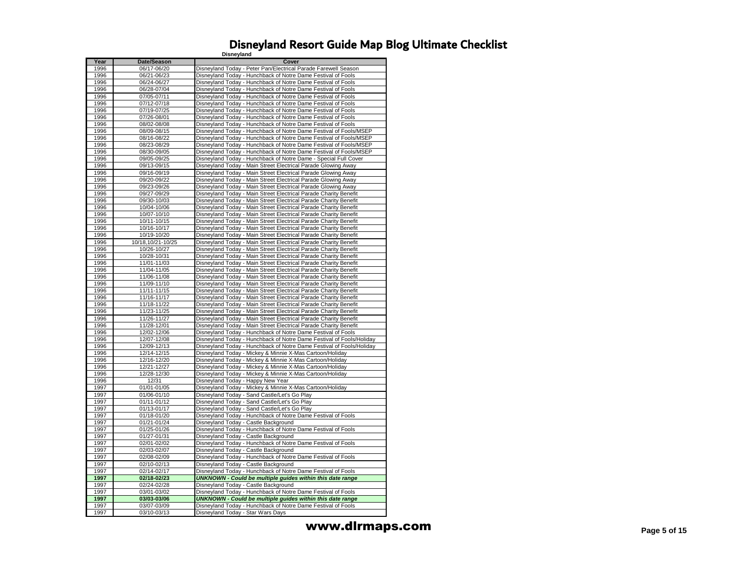# Disneyland Resort Guide Map Blog Ultimate Checklist

**Disneyland**

| Year | Date/Season | Cover |
|---|---|---|
| 1996 | 06/17-06/20 | Disneyland Today - Peter Pan/Electrical Parade Farewell Season |
| 1996 | 06/21-06/23 | Disneyland Today - Hunchback of Notre Dame Festival of Fools |
| 1996 | 06/24-06/27 | Disneyland Today - Hunchback of Notre Dame Festival of Fools |
| 1996 | 06/28-07/04 | Disneyland Today - Hunchback of Notre Dame Festival of Fools |
| 1996 | 07/05-07/11 | Disneyland Today - Hunchback of Notre Dame Festival of Fools |
| 1996 | 07/12-07/18 | Disneyland Today - Hunchback of Notre Dame Festival of Fools |
| 1996 | 07/19-07/25 | Disneyland Today - Hunchback of Notre Dame Festival of Fools |
| 1996 | 07/26-08/01 | Disneyland Today - Hunchback of Notre Dame Festival of Fools |
| 1996 | 08/02-08/08 | Disneyland Today - Hunchback of Notre Dame Festival of Fools |
| 1996 | 08/09-08/15 | Disneyland Today - Hunchback of Notre Dame Festival of Fools/MSEP |
| 1996 | 08/16-08/22 | Disneyland Today - Hunchback of Notre Dame Festival of Fools/MSEP |
| 1996 | 08/23-08/29 | Disneyland Today - Hunchback of Notre Dame Festival of Fools/MSEP |
| 1996 | 08/30-09/05 | Disneyland Today - Hunchback of Notre Dame Festival of Fools/MSEP |
| 1996 | 09/05-09/25 | Disneyland Today - Hunchback of Notre Dame - Special Full Cover |
| 1996 | 09/13-09/15 | Disneyland Today - Main Street Electrical Parade Glowing Away |
| 1996 | 09/16-09/19 | Disneyland Today - Main Street Electrical Parade Glowing Away |
| 1996 | 09/20-09/22 | Disneyland Today - Main Street Electrical Parade Glowing Away |
| 1996 | 09/23-09/26 | Disneyland Today - Main Street Electrical Parade Glowing Away |
| 1996 | 09/27-09/29 | Disneyland Today - Main Street Electrical Parade Charity Benefit |
| 1996 | 09/30-10/03 | Disneyland Today - Main Street Electrical Parade Charity Benefit |
| 1996 | 10/04-10/06 | Disneyland Today - Main Street Electrical Parade Charity Benefit |
| 1996 | 10/07-10/10 | Disneyland Today - Main Street Electrical Parade Charity Benefit |
| 1996 | 10/11-10/15 | Disneyland Today - Main Street Electrical Parade Charity Benefit |
| 1996 | 10/16-10/17 | Disneyland Today - Main Street Electrical Parade Charity Benefit |
| 1996 | 10/19-10/20 | Disneyland Today - Main Street Electrical Parade Charity Benefit |
| 1996 | 10/18,10/21-10/25 | Disneyland Today - Main Street Electrical Parade Charity Benefit |
| 1996 | 10/26-10/27 | Disneyland Today - Main Street Electrical Parade Charity Benefit |
| 1996 | 10/28-10/31 | Disneyland Today - Main Street Electrical Parade Charity Benefit |
| 1996 | 11/01-11/03 | Disneyland Today - Main Street Electrical Parade Charity Benefit |
| 1996 | 11/04-11/05 | Disneyland Today - Main Street Electrical Parade Charity Benefit |
| 1996 | 11/06-11/08 | Disneyland Today - Main Street Electrical Parade Charity Benefit |
| 1996 | 11/09-11/10 | Disneyland Today - Main Street Electrical Parade Charity Benefit |
| 1996 | 11/11-11/15 | Disneyland Today - Main Street Electrical Parade Charity Benefit |
| 1996 | 11/16-11/17 | Disneyland Today - Main Street Electrical Parade Charity Benefit |
| 1996 | 11/18-11/22 | Disneyland Today - Main Street Electrical Parade Charity Benefit |
| 1996 | 11/23-11/25 | Disneyland Today - Main Street Electrical Parade Charity Benefit |
| 1996 | 11/26-11/27 | Disneyland Today - Main Street Electrical Parade Charity Benefit |
| 1996 | 11/28-12/01 | Disneyland Today - Main Street Electrical Parade Charity Benefit |
| 1996 | 12/02-12/06 | Disneyland Today - Hunchback of Notre Dame Festival of Fools |
| 1996 | 12/07-12/08 | Disneyland Today - Hunchback of Notre Dame Festival of Fools/Holiday |
| 1996 | 12/09-12/13 | Disneyland Today - Hunchback of Notre Dame Festival of Fools/Holiday |
| 1996 | 12/14-12/15 | Disneyland Today - Mickey & Minnie X-Mas Cartoon/Holiday |
| 1996 | 12/16-12/20 | Disneyland Today - Mickey & Minnie X-Mas Cartoon/Holiday |
| 1996 | 12/21-12/27 | Disneyland Today - Mickey & Minnie X-Mas Cartoon/Holiday |
| 1996 | 12/28-12/30 | Disneyland Today - Mickey & Minnie X-Mas Cartoon/Holiday |
| 1996 | 12/31 | Disneyland Today - Happy New Year |
| 1997 | 01/01-01/05 | Disneyland Today - Mickey & Minnie X-Mas Cartoon/Holiday |
| 1997 | 01/06-01/10 | Disneyland Today - Sand Castle/Let's Go Play |
| 1997 | 01/11-01/12 | Disneyland Today - Sand Castle/Let's Go Play |
| 1997 | 01/13-01/17 | Disneyland Today - Sand Castle/Let's Go Play |
| 1997 | 01/18-01/20 | Disneyland Today - Hunchback of Notre Dame Festival of Fools |
| 1997 | 01/21-01/24 | Disneyland Today - Castle Background |
| 1997 | 01/25-01/26 | Disneyland Today - Hunchback of Notre Dame Festival of Fools |
| 1997 | 01/27-01/31 | Disneyland Today - Castle Background |
| 1997 | 02/01-02/02 | Disneyland Today - Hunchback of Notre Dame Festival of Fools |
| 1997 | 02/03-02/07 | Disneyland Today - Castle Background |
| 1997 | 02/08-02/09 | Disneyland Today - Hunchback of Notre Dame Festival of Fools |
| 1997 | 02/10-02/13 | Disneyland Today - Castle Background |
| 1997 | 02/14-02/17 | Disneyland Today - Hunchback of Notre Dame Festival of Fools |
| **1997** | **02/18-02/23** | ***UNKNOWN - Could be multiple guides within this date range*** |
| 1997 | 02/24-02/28 | Disneyland Today - Castle Background |
| 1997 | 03/01-03/02 | Disneyland Today - Hunchback of Notre Dame Festival of Fools |
| **1997** | **03/03-03/06** | ***UNKNOWN - Could be multiple guides within this date range*** |
| 1997 | 03/07-03/09 | Disneyland Today - Hunchback of Notre Dame Festival of Fools |
| 1997 | 03/10-03/13 | Disneyland Today - Star Wars Days |

**www.dlrmaps.com**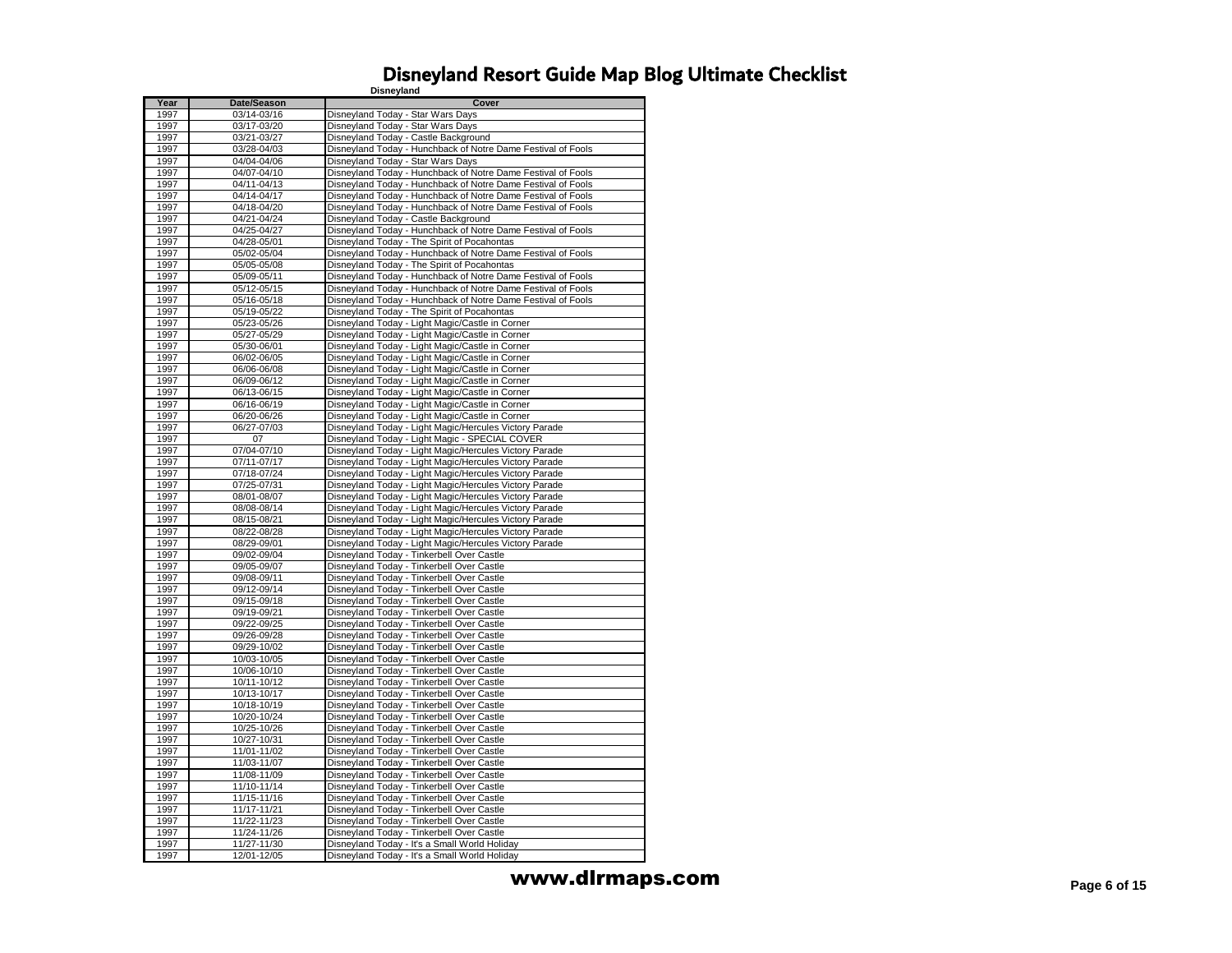# Disneyland Resort Guide Map Blog Ultimate Checklist

**Disneyland**

| Year | Date/Season | Cover |
|---|---|---|
| 1997 | 03/14-03/16 | Disneyland Today - Star Wars Days |
| 1997 | 03/17-03/20 | Disneyland Today - Star Wars Days |
| 1997 | 03/21-03/27 | Disneyland Today - Castle Background |
| 1997 | 03/28-04/03 | Disneyland Today - Hunchback of Notre Dame Festival of Fools |
| 1997 | 04/04-04/06 | Disneyland Today - Star Wars Days |
| 1997 | 04/07-04/10 | Disneyland Today - Hunchback of Notre Dame Festival of Fools |
| 1997 | 04/11-04/13 | Disneyland Today - Hunchback of Notre Dame Festival of Fools |
| 1997 | 04/14-04/17 | Disneyland Today - Hunchback of Notre Dame Festival of Fools |
| 1997 | 04/18-04/20 | Disneyland Today - Hunchback of Notre Dame Festival of Fools |
| 1997 | 04/21-04/24 | Disneyland Today - Castle Background |
| 1997 | 04/25-04/27 | Disneyland Today - Hunchback of Notre Dame Festival of Fools |
| 1997 | 04/28-05/01 | Disneyland Today - The Spirit of Pocahontas |
| 1997 | 05/02-05/04 | Disneyland Today - Hunchback of Notre Dame Festival of Fools |
| 1997 | 05/05-05/08 | Disneyland Today - The Spirit of Pocahontas |
| 1997 | 05/09-05/11 | Disneyland Today - Hunchback of Notre Dame Festival of Fools |
| 1997 | 05/12-05/15 | Disneyland Today - Hunchback of Notre Dame Festival of Fools |
| 1997 | 05/16-05/18 | Disneyland Today - Hunchback of Notre Dame Festival of Fools |
| 1997 | 05/19-05/22 | Disneyland Today - The Spirit of Pocahontas |
| 1997 | 05/23-05/26 | Disneyland Today - Light Magic/Castle in Corner |
| 1997 | 05/27-05/29 | Disneyland Today - Light Magic/Castle in Corner |
| 1997 | 05/30-06/01 | Disneyland Today - Light Magic/Castle in Corner |
| 1997 | 06/02-06/05 | Disneyland Today - Light Magic/Castle in Corner |
| 1997 | 06/06-06/08 | Disneyland Today - Light Magic/Castle in Corner |
| 1997 | 06/09-06/12 | Disneyland Today - Light Magic/Castle in Corner |
| 1997 | 06/13-06/15 | Disneyland Today - Light Magic/Castle in Corner |
| 1997 | 06/16-06/19 | Disneyland Today - Light Magic/Castle in Corner |
| 1997 | 06/20-06/26 | Disneyland Today - Light Magic/Castle in Corner |
| 1997 | 06/27-07/03 | Disneyland Today - Light Magic/Hercules Victory Parade |
| 1997 | 07 | Disneyland Today - Light Magic - SPECIAL COVER |
| 1997 | 07/04-07/10 | Disneyland Today - Light Magic/Hercules Victory Parade |
| 1997 | 07/11-07/17 | Disneyland Today - Light Magic/Hercules Victory Parade |
| 1997 | 07/18-07/24 | Disneyland Today - Light Magic/Hercules Victory Parade |
| 1997 | 07/25-07/31 | Disneyland Today - Light Magic/Hercules Victory Parade |
| 1997 | 08/01-08/07 | Disneyland Today - Light Magic/Hercules Victory Parade |
| 1997 | 08/08-08/14 | Disneyland Today - Light Magic/Hercules Victory Parade |
| 1997 | 08/15-08/21 | Disneyland Today - Light Magic/Hercules Victory Parade |
| 1997 | 08/22-08/28 | Disneyland Today - Light Magic/Hercules Victory Parade |
| 1997 | 08/29-09/01 | Disneyland Today - Light Magic/Hercules Victory Parade |
| 1997 | 09/02-09/04 | Disneyland Today - Tinkerbell Over Castle |
| 1997 | 09/05-09/07 | Disneyland Today - Tinkerbell Over Castle |
| 1997 | 09/08-09/11 | Disneyland Today - Tinkerbell Over Castle |
| 1997 | 09/12-09/14 | Disneyland Today - Tinkerbell Over Castle |
| 1997 | 09/15-09/18 | Disneyland Today - Tinkerbell Over Castle |
| 1997 | 09/19-09/21 | Disneyland Today - Tinkerbell Over Castle |
| 1997 | 09/22-09/25 | Disneyland Today - Tinkerbell Over Castle |
| 1997 | 09/26-09/28 | Disneyland Today - Tinkerbell Over Castle |
| 1997 | 09/29-10/02 | Disneyland Today - Tinkerbell Over Castle |
| 1997 | 10/03-10/05 | Disneyland Today - Tinkerbell Over Castle |
| 1997 | 10/06-10/10 | Disneyland Today - Tinkerbell Over Castle |
| 1997 | 10/11-10/12 | Disneyland Today - Tinkerbell Over Castle |
| 1997 | 10/13-10/17 | Disneyland Today - Tinkerbell Over Castle |
| 1997 | 10/18-10/19 | Disneyland Today - Tinkerbell Over Castle |
| 1997 | 10/20-10/24 | Disneyland Today - Tinkerbell Over Castle |
| 1997 | 10/25-10/26 | Disneyland Today - Tinkerbell Over Castle |
| 1997 | 10/27-10/31 | Disneyland Today - Tinkerbell Over Castle |
| 1997 | 11/01-11/02 | Disneyland Today - Tinkerbell Over Castle |
| 1997 | 11/03-11/07 | Disneyland Today - Tinkerbell Over Castle |
| 1997 | 11/08-11/09 | Disneyland Today - Tinkerbell Over Castle |
| 1997 | 11/10-11/14 | Disneyland Today - Tinkerbell Over Castle |
| 1997 | 11/15-11/16 | Disneyland Today - Tinkerbell Over Castle |
| 1997 | 11/17-11/21 | Disneyland Today - Tinkerbell Over Castle |
| 1997 | 11/22-11/23 | Disneyland Today - Tinkerbell Over Castle |
| 1997 | 11/24-11/26 | Disneyland Today - Tinkerbell Over Castle |
| 1997 | 11/27-11/30 | Disneyland Today - It's a Small World Holiday |
| 1997 | 12/01-12/05 | Disneyland Today - It's a Small World Holiday |

www.dlrmaps.com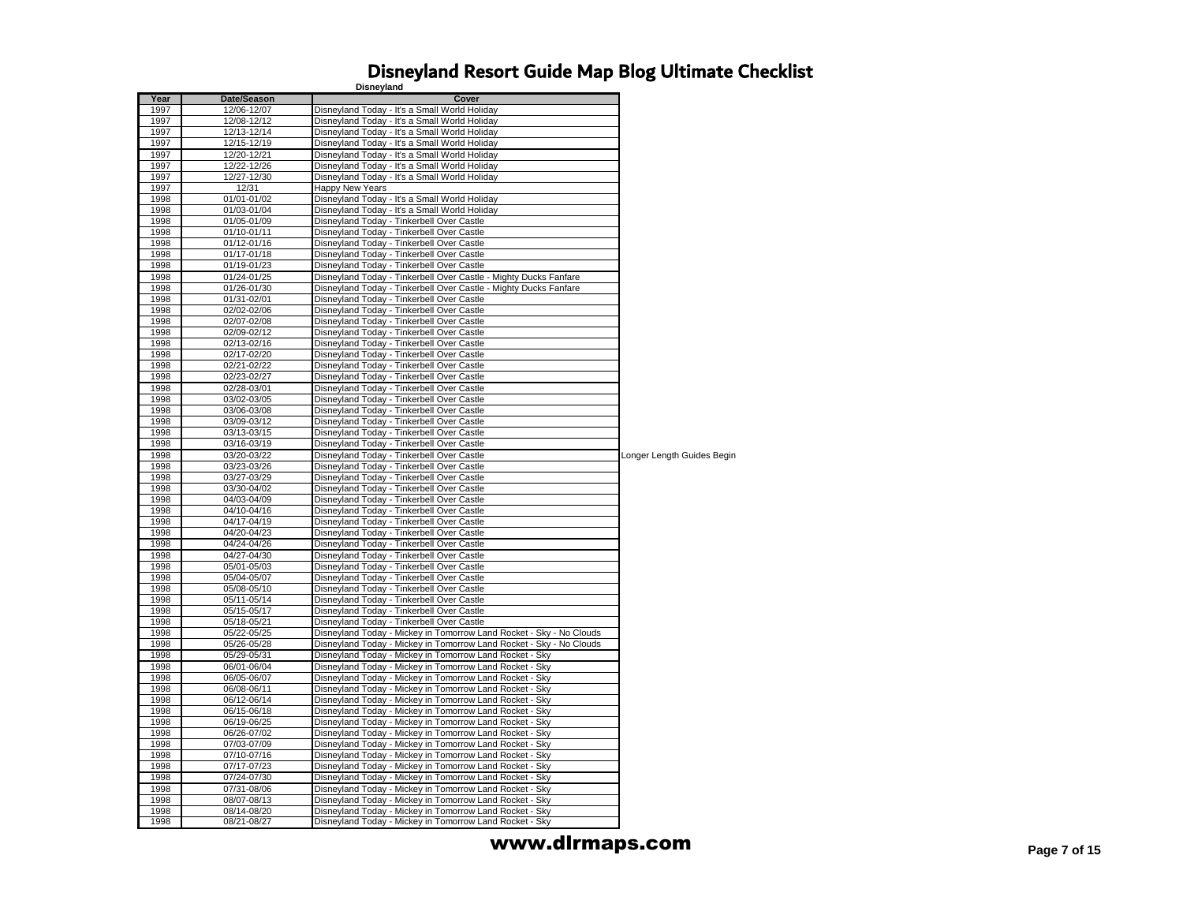# Disneyland Resort Guide Map Blog Ultimate Checklist

## Disneyland

| Year | Date/Season | Cover | |
|---|---|---|---|
| 1997 | 12/06-12/07 | Disneyland Today - It's a Small World Holiday | |
| 1997 | 12/08-12/12 | Disneyland Today - It's a Small World Holiday | |
| 1997 | 12/13-12/14 | Disneyland Today - It's a Small World Holiday | |
| 1997 | 12/15-12/19 | Disneyland Today - It's a Small World Holiday | |
| 1997 | 12/20-12/21 | Disneyland Today - It's a Small World Holiday | |
| 1997 | 12/22-12/26 | Disneyland Today - It's a Small World Holiday | |
| 1997 | 12/27-12/30 | Disneyland Today - It's a Small World Holiday | |
| 1997 | 12/31 | Happy New Years | |
| 1998 | 01/01-01/02 | Disneyland Today - It's a Small World Holiday | |
| 1998 | 01/03-01/04 | Disneyland Today - It's a Small World Holiday | |
| 1998 | 01/05-01/09 | Disneyland Today - Tinkerbell Over Castle | |
| 1998 | 01/10-01/11 | Disneyland Today - Tinkerbell Over Castle | |
| 1998 | 01/12-01/16 | Disneyland Today - Tinkerbell Over Castle | |
| 1998 | 01/17-01/18 | Disneyland Today - Tinkerbell Over Castle | |
| 1998 | 01/19-01/23 | Disneyland Today - Tinkerbell Over Castle | |
| 1998 | 01/24-01/25 | Disneyland Today - Tinkerbell Over Castle - Mighty Ducks Fanfare | |
| 1998 | 01/26-01/30 | Disneyland Today - Tinkerbell Over Castle - Mighty Ducks Fanfare | |
| 1998 | 01/31-02/01 | Disneyland Today - Tinkerbell Over Castle | |
| 1998 | 02/02-02/06 | Disneyland Today - Tinkerbell Over Castle | |
| 1998 | 02/07-02/08 | Disneyland Today - Tinkerbell Over Castle | |
| 1998 | 02/09-02/12 | Disneyland Today - Tinkerbell Over Castle | |
| 1998 | 02/13-02/16 | Disneyland Today - Tinkerbell Over Castle | |
| 1998 | 02/17-02/20 | Disneyland Today - Tinkerbell Over Castle | |
| 1998 | 02/21-02/22 | Disneyland Today - Tinkerbell Over Castle | |
| 1998 | 02/23-02/27 | Disneyland Today - Tinkerbell Over Castle | |
| 1998 | 02/28-03/01 | Disneyland Today - Tinkerbell Over Castle | |
| 1998 | 03/02-03/05 | Disneyland Today - Tinkerbell Over Castle | |
| 1998 | 03/06-03/08 | Disneyland Today - Tinkerbell Over Castle | |
| 1998 | 03/09-03/12 | Disneyland Today - Tinkerbell Over Castle | |
| 1998 | 03/13-03/15 | Disneyland Today - Tinkerbell Over Castle | |
| 1998 | 03/16-03/19 | Disneyland Today - Tinkerbell Over Castle | |
| 1998 | 03/20-03/22 | Disneyland Today - Tinkerbell Over Castle | Longer Length Guides Begin |
| 1998 | 03/23-03/26 | Disneyland Today - Tinkerbell Over Castle | |
| 1998 | 03/27-03/29 | Disneyland Today - Tinkerbell Over Castle | |
| 1998 | 03/30-04/02 | Disneyland Today - Tinkerbell Over Castle | |
| 1998 | 04/03-04/09 | Disneyland Today - Tinkerbell Over Castle | |
| 1998 | 04/10-04/16 | Disneyland Today - Tinkerbell Over Castle | |
| 1998 | 04/17-04/19 | Disneyland Today - Tinkerbell Over Castle | |
| 1998 | 04/20-04/23 | Disneyland Today - Tinkerbell Over Castle | |
| 1998 | 04/24-04/26 | Disneyland Today - Tinkerbell Over Castle | |
| 1998 | 04/27-04/30 | Disneyland Today - Tinkerbell Over Castle | |
| 1998 | 05/01-05/03 | Disneyland Today - Tinkerbell Over Castle | |
| 1998 | 05/04-05/07 | Disneyland Today - Tinkerbell Over Castle | |
| 1998 | 05/08-05/10 | Disneyland Today - Tinkerbell Over Castle | |
| 1998 | 05/11-05/14 | Disneyland Today - Tinkerbell Over Castle | |
| 1998 | 05/15-05/17 | Disneyland Today - Tinkerbell Over Castle | |
| 1998 | 05/18-05/21 | Disneyland Today - Tinkerbell Over Castle | |
| 1998 | 05/22-05/25 | Disneyland Today - Mickey in Tomorrow Land Rocket - Sky - No Clouds | |
| 1998 | 05/26-05/28 | Disneyland Today - Mickey in Tomorrow Land Rocket - Sky - No Clouds | |
| 1998 | 05/29-05/31 | Disneyland Today - Mickey in Tomorrow Land Rocket - Sky | |
| 1998 | 06/01-06/04 | Disneyland Today - Mickey in Tomorrow Land Rocket - Sky | |
| 1998 | 06/05-06/07 | Disneyland Today - Mickey in Tomorrow Land Rocket - Sky | |
| 1998 | 06/08-06/11 | Disneyland Today - Mickey in Tomorrow Land Rocket - Sky | |
| 1998 | 06/12-06/14 | Disneyland Today - Mickey in Tomorrow Land Rocket - Sky | |
| 1998 | 06/15-06/18 | Disneyland Today - Mickey in Tomorrow Land Rocket - Sky | |
| 1998 | 06/19-06/25 | Disneyland Today - Mickey in Tomorrow Land Rocket - Sky | |
| 1998 | 06/26-07/02 | Disneyland Today - Mickey in Tomorrow Land Rocket - Sky | |
| 1998 | 07/03-07/09 | Disneyland Today - Mickey in Tomorrow Land Rocket - Sky | |
| 1998 | 07/10-07/16 | Disneyland Today - Mickey in Tomorrow Land Rocket - Sky | |
| 1998 | 07/17-07/23 | Disneyland Today - Mickey in Tomorrow Land Rocket - Sky | |
| 1998 | 07/24-07/30 | Disneyland Today - Mickey in Tomorrow Land Rocket - Sky | |
| 1998 | 07/31-08/06 | Disneyland Today - Mickey in Tomorrow Land Rocket - Sky | |
| 1998 | 08/07-08/13 | Disneyland Today - Mickey in Tomorrow Land Rocket - Sky | |
| 1998 | 08/14-08/20 | Disneyland Today - Mickey in Tomorrow Land Rocket - Sky | |
| 1998 | 08/21-08/27 | Disneyland Today - Mickey in Tomorrow Land Rocket - Sky | |

www.dlrmaps.com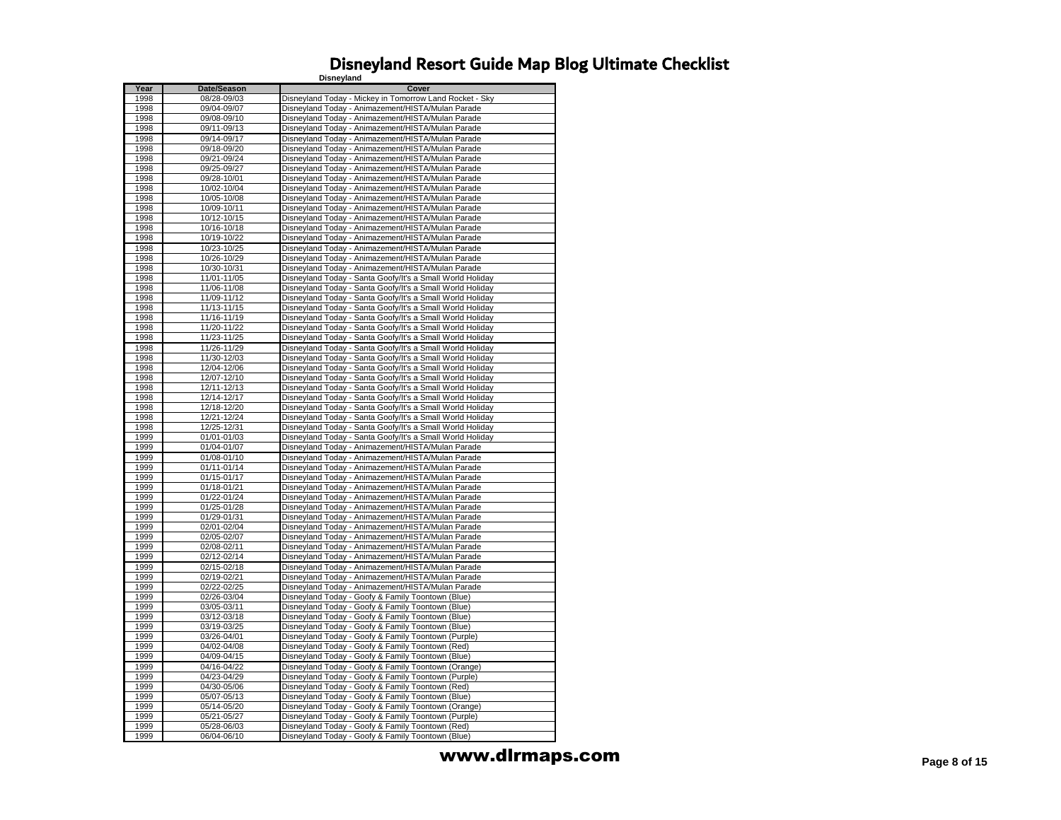# Disneyland Resort Guide Map Blog Ultimate Checklist

**Disneyland**

| Year | Date/Season | Cover |
|---|---|---|
| 1998 | 08/28-09/03 | Disneyland Today - Mickey in Tomorrow Land Rocket - Sky |
| 1998 | 09/04-09/07 | Disneyland Today - Animazement/HISTA/Mulan Parade |
| 1998 | 09/08-09/10 | Disneyland Today - Animazement/HISTA/Mulan Parade |
| 1998 | 09/11-09/13 | Disneyland Today - Animazement/HISTA/Mulan Parade |
| 1998 | 09/14-09/17 | Disneyland Today - Animazement/HISTA/Mulan Parade |
| 1998 | 09/18-09/20 | Disneyland Today - Animazement/HISTA/Mulan Parade |
| 1998 | 09/21-09/24 | Disneyland Today - Animazement/HISTA/Mulan Parade |
| 1998 | 09/25-09/27 | Disneyland Today - Animazement/HISTA/Mulan Parade |
| 1998 | 09/28-10/01 | Disneyland Today - Animazement/HISTA/Mulan Parade |
| 1998 | 10/02-10/04 | Disneyland Today - Animazement/HISTA/Mulan Parade |
| 1998 | 10/05-10/08 | Disneyland Today - Animazement/HISTA/Mulan Parade |
| 1998 | 10/09-10/11 | Disneyland Today - Animazement/HISTA/Mulan Parade |
| 1998 | 10/12-10/15 | Disneyland Today - Animazement/HISTA/Mulan Parade |
| 1998 | 10/16-10/18 | Disneyland Today - Animazement/HISTA/Mulan Parade |
| 1998 | 10/19-10/22 | Disneyland Today - Animazement/HISTA/Mulan Parade |
| 1998 | 10/23-10/25 | Disneyland Today - Animazement/HISTA/Mulan Parade |
| 1998 | 10/26-10/29 | Disneyland Today - Animazement/HISTA/Mulan Parade |
| 1998 | 10/30-10/31 | Disneyland Today - Animazement/HISTA/Mulan Parade |
| 1998 | 11/01-11/05 | Disneyland Today - Santa Goofy/It's a Small World Holiday |
| 1998 | 11/06-11/08 | Disneyland Today - Santa Goofy/It's a Small World Holiday |
| 1998 | 11/09-11/12 | Disneyland Today - Santa Goofy/It's a Small World Holiday |
| 1998 | 11/13-11/15 | Disneyland Today - Santa Goofy/It's a Small World Holiday |
| 1998 | 11/16-11/19 | Disneyland Today - Santa Goofy/It's a Small World Holiday |
| 1998 | 11/20-11/22 | Disneyland Today - Santa Goofy/It's a Small World Holiday |
| 1998 | 11/23-11/25 | Disneyland Today - Santa Goofy/It's a Small World Holiday |
| 1998 | 11/26-11/29 | Disneyland Today - Santa Goofy/It's a Small World Holiday |
| 1998 | 11/30-12/03 | Disneyland Today - Santa Goofy/It's a Small World Holiday |
| 1998 | 12/04-12/06 | Disneyland Today - Santa Goofy/It's a Small World Holiday |
| 1998 | 12/07-12/10 | Disneyland Today - Santa Goofy/It's a Small World Holiday |
| 1998 | 12/11-12/13 | Disneyland Today - Santa Goofy/It's a Small World Holiday |
| 1998 | 12/14-12/17 | Disneyland Today - Santa Goofy/It's a Small World Holiday |
| 1998 | 12/18-12/20 | Disneyland Today - Santa Goofy/It's a Small World Holiday |
| 1998 | 12/21-12/24 | Disneyland Today - Santa Goofy/It's a Small World Holiday |
| 1998 | 12/25-12/31 | Disneyland Today - Santa Goofy/It's a Small World Holiday |
| 1999 | 01/01-01/03 | Disneyland Today - Santa Goofy/It's a Small World Holiday |
| 1999 | 01/04-01/07 | Disneyland Today - Animazement/HISTA/Mulan Parade |
| 1999 | 01/08-01/10 | Disneyland Today - Animazement/HISTA/Mulan Parade |
| 1999 | 01/11-01/14 | Disneyland Today - Animazement/HISTA/Mulan Parade |
| 1999 | 01/15-01/17 | Disneyland Today - Animazement/HISTA/Mulan Parade |
| 1999 | 01/18-01/21 | Disneyland Today - Animazement/HISTA/Mulan Parade |
| 1999 | 01/22-01/24 | Disneyland Today - Animazement/HISTA/Mulan Parade |
| 1999 | 01/25-01/28 | Disneyland Today - Animazement/HISTA/Mulan Parade |
| 1999 | 01/29-01/31 | Disneyland Today - Animazement/HISTA/Mulan Parade |
| 1999 | 02/01-02/04 | Disneyland Today - Animazement/HISTA/Mulan Parade |
| 1999 | 02/05-02/07 | Disneyland Today - Animazement/HISTA/Mulan Parade |
| 1999 | 02/08-02/11 | Disneyland Today - Animazement/HISTA/Mulan Parade |
| 1999 | 02/12-02/14 | Disneyland Today - Animazement/HISTA/Mulan Parade |
| 1999 | 02/15-02/18 | Disneyland Today - Animazement/HISTA/Mulan Parade |
| 1999 | 02/19-02/21 | Disneyland Today - Animazement/HISTA/Mulan Parade |
| 1999 | 02/22-02/25 | Disneyland Today - Animazement/HISTA/Mulan Parade |
| 1999 | 02/26-03/04 | Disneyland Today - Goofy & Family Toontown (Blue) |
| 1999 | 03/05-03/11 | Disneyland Today - Goofy & Family Toontown (Blue) |
| 1999 | 03/12-03/18 | Disneyland Today - Goofy & Family Toontown (Blue) |
| 1999 | 03/19-03/25 | Disneyland Today - Goofy & Family Toontown (Blue) |
| 1999 | 03/26-04/01 | Disneyland Today - Goofy & Family Toontown (Purple) |
| 1999 | 04/02-04/08 | Disneyland Today - Goofy & Family Toontown (Red) |
| 1999 | 04/09-04/15 | Disneyland Today - Goofy & Family Toontown (Blue) |
| 1999 | 04/16-04/22 | Disneyland Today - Goofy & Family Toontown (Orange) |
| 1999 | 04/23-04/29 | Disneyland Today - Goofy & Family Toontown (Purple) |
| 1999 | 04/30-05/06 | Disneyland Today - Goofy & Family Toontown (Red) |
| 1999 | 05/07-05/13 | Disneyland Today - Goofy & Family Toontown (Blue) |
| 1999 | 05/14-05/20 | Disneyland Today - Goofy & Family Toontown (Orange) |
| 1999 | 05/21-05/27 | Disneyland Today - Goofy & Family Toontown (Purple) |
| 1999 | 05/28-06/03 | Disneyland Today - Goofy & Family Toontown (Red) |
| 1999 | 06/04-06/10 | Disneyland Today - Goofy & Family Toontown (Blue) |

www.dlrmaps.com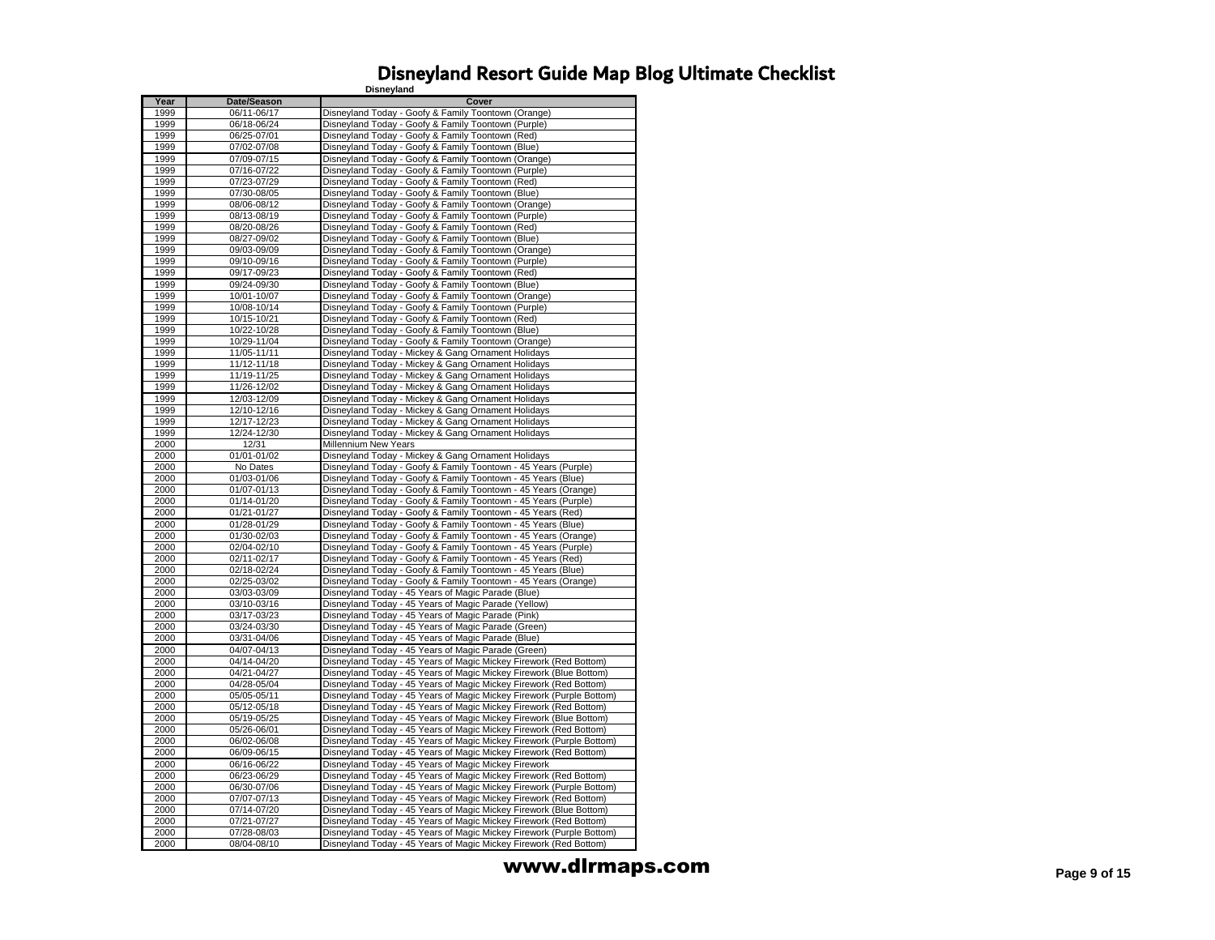# Disneyland Resort Guide Map Blog Ultimate Checklist

**Disneyland**

| Year | Date/Season | Cover |
| --- | --- | --- |
| 1999 | 06/11-06/17 | Disneyland Today - Goofy & Family Toontown (Orange) |
| 1999 | 06/18-06/24 | Disneyland Today - Goofy & Family Toontown (Purple) |
| 1999 | 06/25-07/01 | Disneyland Today - Goofy & Family Toontown (Red) |
| 1999 | 07/02-07/08 | Disneyland Today - Goofy & Family Toontown (Blue) |
| 1999 | 07/09-07/15 | Disneyland Today - Goofy & Family Toontown (Orange) |
| 1999 | 07/16-07/22 | Disneyland Today - Goofy & Family Toontown (Purple) |
| 1999 | 07/23-07/29 | Disneyland Today - Goofy & Family Toontown (Red) |
| 1999 | 07/30-08/05 | Disneyland Today - Goofy & Family Toontown (Blue) |
| 1999 | 08/06-08/12 | Disneyland Today - Goofy & Family Toontown (Orange) |
| 1999 | 08/13-08/19 | Disneyland Today - Goofy & Family Toontown (Purple) |
| 1999 | 08/20-08/26 | Disneyland Today - Goofy & Family Toontown (Red) |
| 1999 | 08/27-09/02 | Disneyland Today - Goofy & Family Toontown (Blue) |
| 1999 | 09/03-09/09 | Disneyland Today - Goofy & Family Toontown (Orange) |
| 1999 | 09/10-09/16 | Disneyland Today - Goofy & Family Toontown (Purple) |
| 1999 | 09/17-09/23 | Disneyland Today - Goofy & Family Toontown (Red) |
| 1999 | 09/24-09/30 | Disneyland Today - Goofy & Family Toontown (Blue) |
| 1999 | 10/01-10/07 | Disneyland Today - Goofy & Family Toontown (Orange) |
| 1999 | 10/08-10/14 | Disneyland Today - Goofy & Family Toontown (Purple) |
| 1999 | 10/15-10/21 | Disneyland Today - Goofy & Family Toontown (Red) |
| 1999 | 10/22-10/28 | Disneyland Today - Goofy & Family Toontown (Blue) |
| 1999 | 10/29-11/04 | Disneyland Today - Goofy & Family Toontown (Orange) |
| 1999 | 11/05-11/11 | Disneyland Today - Mickey & Gang Ornament Holidays |
| 1999 | 11/12-11/18 | Disneyland Today - Mickey & Gang Ornament Holidays |
| 1999 | 11/19-11/25 | Disneyland Today - Mickey & Gang Ornament Holidays |
| 1999 | 11/26-12/02 | Disneyland Today - Mickey & Gang Ornament Holidays |
| 1999 | 12/03-12/09 | Disneyland Today - Mickey & Gang Ornament Holidays |
| 1999 | 12/10-12/16 | Disneyland Today - Mickey & Gang Ornament Holidays |
| 1999 | 12/17-12/23 | Disneyland Today - Mickey & Gang Ornament Holidays |
| 1999 | 12/24-12/30 | Disneyland Today - Mickey & Gang Ornament Holidays |
| 2000 | 12/31 | Millennium New Years |
| 2000 | 01/01-01/02 | Disneyland Today - Mickey & Gang Ornament Holidays |
| 2000 | No Dates | Disneyland Today - Goofy & Family Toontown - 45 Years (Purple) |
| 2000 | 01/03-01/06 | Disneyland Today - Goofy & Family Toontown - 45 Years (Blue) |
| 2000 | 01/07-01/13 | Disneyland Today - Goofy & Family Toontown - 45 Years (Orange) |
| 2000 | 01/14-01/20 | Disneyland Today - Goofy & Family Toontown - 45 Years (Purple) |
| 2000 | 01/21-01/27 | Disneyland Today - Goofy & Family Toontown - 45 Years (Red) |
| 2000 | 01/28-01/29 | Disneyland Today - Goofy & Family Toontown - 45 Years (Blue) |
| 2000 | 01/30-02/03 | Disneyland Today - Goofy & Family Toontown - 45 Years (Orange) |
| 2000 | 02/04-02/10 | Disneyland Today - Goofy & Family Toontown - 45 Years (Purple) |
| 2000 | 02/11-02/17 | Disneyland Today - Goofy & Family Toontown - 45 Years (Red) |
| 2000 | 02/18-02/24 | Disneyland Today - Goofy & Family Toontown - 45 Years (Blue) |
| 2000 | 02/25-03/02 | Disneyland Today - Goofy & Family Toontown - 45 Years (Orange) |
| 2000 | 03/03-03/09 | Disneyland Today - 45 Years of Magic Parade (Blue) |
| 2000 | 03/10-03/16 | Disneyland Today - 45 Years of Magic Parade (Yellow) |
| 2000 | 03/17-03/23 | Disneyland Today - 45 Years of Magic Parade (Pink) |
| 2000 | 03/24-03/30 | Disneyland Today - 45 Years of Magic Parade (Green) |
| 2000 | 03/31-04/06 | Disneyland Today - 45 Years of Magic Parade (Blue) |
| 2000 | 04/07-04/13 | Disneyland Today - 45 Years of Magic Parade (Green) |
| 2000 | 04/14-04/20 | Disneyland Today - 45 Years of Magic Mickey Firework (Red Bottom) |
| 2000 | 04/21-04/27 | Disneyland Today - 45 Years of Magic Mickey Firework (Blue Bottom) |
| 2000 | 04/28-05/04 | Disneyland Today - 45 Years of Magic Mickey Firework (Red Bottom) |
| 2000 | 05/05-05/11 | Disneyland Today - 45 Years of Magic Mickey Firework (Purple Bottom) |
| 2000 | 05/12-05/18 | Disneyland Today - 45 Years of Magic Mickey Firework (Red Bottom) |
| 2000 | 05/19-05/25 | Disneyland Today - 45 Years of Magic Mickey Firework (Blue Bottom) |
| 2000 | 05/26-06/01 | Disneyland Today - 45 Years of Magic Mickey Firework (Red Bottom) |
| 2000 | 06/02-06/08 | Disneyland Today - 45 Years of Magic Mickey Firework (Purple Bottom) |
| 2000 | 06/09-06/15 | Disneyland Today - 45 Years of Magic Mickey Firework (Red Bottom) |
| 2000 | 06/16-06/22 | Disneyland Today - 45 Years of Magic Mickey Firework |
| 2000 | 06/23-06/29 | Disneyland Today - 45 Years of Magic Mickey Firework (Red Bottom) |
| 2000 | 06/30-07/06 | Disneyland Today - 45 Years of Magic Mickey Firework (Purple Bottom) |
| 2000 | 07/07-07/13 | Disneyland Today - 45 Years of Magic Mickey Firework (Red Bottom) |
| 2000 | 07/14-07/20 | Disneyland Today - 45 Years of Magic Mickey Firework (Blue Bottom) |
| 2000 | 07/21-07/27 | Disneyland Today - 45 Years of Magic Mickey Firework (Red Bottom) |
| 2000 | 07/28-08/03 | Disneyland Today - 45 Years of Magic Mickey Firework (Purple Bottom) |
| 2000 | 08/04-08/10 | Disneyland Today - 45 Years of Magic Mickey Firework (Red Bottom) |

www.dlrmaps.com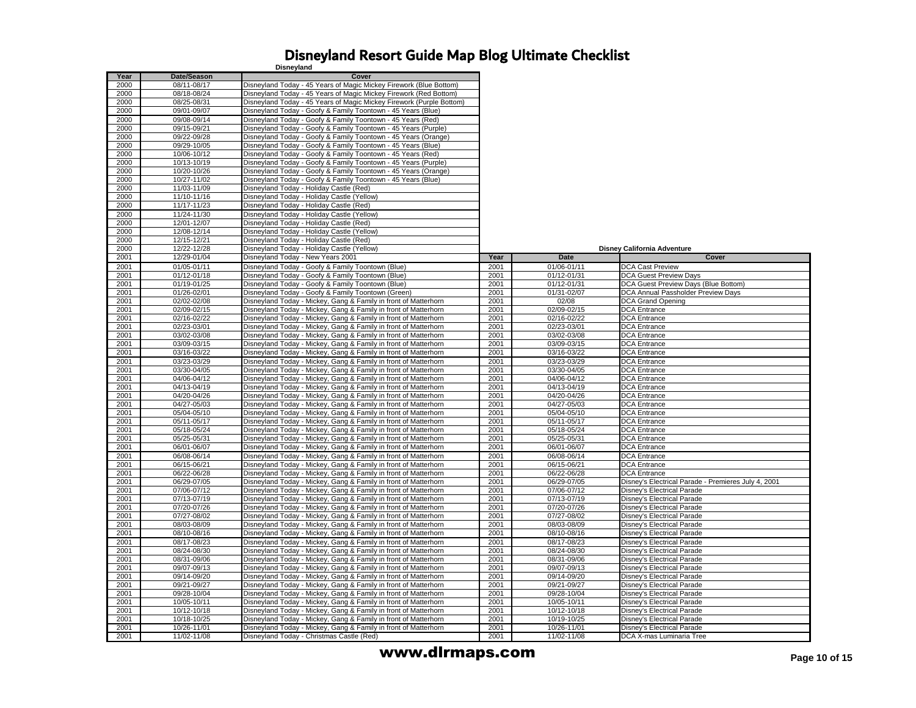# Disneyland Resort Guide Map Blog Ultimate Checklist

**Disneyland**

| Year | Date/Season | Cover |
|---|---|---|
| 2000 | 08/11-08/17 | Disneyland Today - 45 Years of Magic Mickey Firework (Blue Bottom) |
| 2000 | 08/18-08/24 | Disneyland Today - 45 Years of Magic Mickey Firework (Red Bottom) |
| 2000 | 08/25-08/31 | Disneyland Today - 45 Years of Magic Mickey Firework (Purple Bottom) |
| 2000 | 09/01-09/07 | Disneyland Today - Goofy & Family Toontown - 45 Years (Blue) |
| 2000 | 09/08-09/14 | Disneyland Today - Goofy & Family Toontown - 45 Years (Red) |
| 2000 | 09/15-09/21 | Disneyland Today - Goofy & Family Toontown - 45 Years (Purple) |
| 2000 | 09/22-09/28 | Disneyland Today - Goofy & Family Toontown - 45 Years (Orange) |
| 2000 | 09/29-10/05 | Disneyland Today - Goofy & Family Toontown - 45 Years (Blue) |
| 2000 | 10/06-10/12 | Disneyland Today - Goofy & Family Toontown - 45 Years (Red) |
| 2000 | 10/13-10/19 | Disneyland Today - Goofy & Family Toontown - 45 Years (Purple) |
| 2000 | 10/20-10/26 | Disneyland Today - Goofy & Family Toontown - 45 Years (Orange) |
| 2000 | 10/27-11/02 | Disneyland Today - Goofy & Family Toontown - 45 Years (Blue) |
| 2000 | 11/03-11/09 | Disneyland Today - Holiday Castle (Red) |
| 2000 | 11/10-11/16 | Disneyland Today - Holiday Castle (Yellow) |
| 2000 | 11/17-11/23 | Disneyland Today - Holiday Castle (Red) |
| 2000 | 11/24-11/30 | Disneyland Today - Holiday Castle (Yellow) |
| 2000 | 12/01-12/07 | Disneyland Today - Holiday Castle (Red) |
| 2000 | 12/08-12/14 | Disneyland Today - Holiday Castle (Yellow) |
| 2000 | 12/15-12/21 | Disneyland Today - Holiday Castle (Red) |
| 2000 | 12/22-12/28 | Disneyland Today - Holiday Castle (Yellow) |
| 2001 | 12/29-01/04 | Disneyland Today - New Years 2001 |
| 2001 | 01/05-01/11 | Disneyland Today - Goofy & Family Toontown (Blue) |
| 2001 | 01/12-01/18 | Disneyland Today - Goofy & Family Toontown (Blue) |
| 2001 | 01/19-01/25 | Disneyland Today - Goofy & Family Toontown (Blue) |
| 2001 | 01/26-02/01 | Disneyland Today - Goofy & Family Toontown (Green) |
| 2001 | 02/02-02/08 | Disneyland Today - Mickey, Gang & Family in front of Matterhorn |
| 2001 | 02/09-02/15 | Disneyland Today - Mickey, Gang & Family in front of Matterhorn |
| 2001 | 02/16-02/22 | Disneyland Today - Mickey, Gang & Family in front of Matterhorn |
| 2001 | 02/23-03/01 | Disneyland Today - Mickey, Gang & Family in front of Matterhorn |
| 2001 | 03/02-03/08 | Disneyland Today - Mickey, Gang & Family in front of Matterhorn |
| 2001 | 03/09-03/15 | Disneyland Today - Mickey, Gang & Family in front of Matterhorn |
| 2001 | 03/16-03/22 | Disneyland Today - Mickey, Gang & Family in front of Matterhorn |
| 2001 | 03/23-03/29 | Disneyland Today - Mickey, Gang & Family in front of Matterhorn |
| 2001 | 03/30-04/05 | Disneyland Today - Mickey, Gang & Family in front of Matterhorn |
| 2001 | 04/06-04/12 | Disneyland Today - Mickey, Gang & Family in front of Matterhorn |
| 2001 | 04/13-04/19 | Disneyland Today - Mickey, Gang & Family in front of Matterhorn |
| 2001 | 04/20-04/26 | Disneyland Today - Mickey, Gang & Family in front of Matterhorn |
| 2001 | 04/27-05/03 | Disneyland Today - Mickey, Gang & Family in front of Matterhorn |
| 2001 | 05/04-05/10 | Disneyland Today - Mickey, Gang & Family in front of Matterhorn |
| 2001 | 05/11-05/17 | Disneyland Today - Mickey, Gang & Family in front of Matterhorn |
| 2001 | 05/18-05/24 | Disneyland Today - Mickey, Gang & Family in front of Matterhorn |
| 2001 | 05/25-05/31 | Disneyland Today - Mickey, Gang & Family in front of Matterhorn |
| 2001 | 06/01-06/07 | Disneyland Today - Mickey, Gang & Family in front of Matterhorn |
| 2001 | 06/08-06/14 | Disneyland Today - Mickey, Gang & Family in front of Matterhorn |
| 2001 | 06/15-06/21 | Disneyland Today - Mickey, Gang & Family in front of Matterhorn |
| 2001 | 06/22-06/28 | Disneyland Today - Mickey, Gang & Family in front of Matterhorn |
| 2001 | 06/29-07/05 | Disneyland Today - Mickey, Gang & Family in front of Matterhorn |
| 2001 | 07/06-07/12 | Disneyland Today - Mickey, Gang & Family in front of Matterhorn |
| 2001 | 07/13-07/19 | Disneyland Today - Mickey, Gang & Family in front of Matterhorn |
| 2001 | 07/20-07/26 | Disneyland Today - Mickey, Gang & Family in front of Matterhorn |
| 2001 | 07/27-08/02 | Disneyland Today - Mickey, Gang & Family in front of Matterhorn |
| 2001 | 08/03-08/09 | Disneyland Today - Mickey, Gang & Family in front of Matterhorn |
| 2001 | 08/10-08/16 | Disneyland Today - Mickey, Gang & Family in front of Matterhorn |
| 2001 | 08/17-08/23 | Disneyland Today - Mickey, Gang & Family in front of Matterhorn |
| 2001 | 08/24-08/30 | Disneyland Today - Mickey, Gang & Family in front of Matterhorn |
| 2001 | 08/31-09/06 | Disneyland Today - Mickey, Gang & Family in front of Matterhorn |
| 2001 | 09/07-09/13 | Disneyland Today - Mickey, Gang & Family in front of Matterhorn |
| 2001 | 09/14-09/20 | Disneyland Today - Mickey, Gang & Family in front of Matterhorn |
| 2001 | 09/21-09/27 | Disneyland Today - Mickey, Gang & Family in front of Matterhorn |
| 2001 | 09/28-10/04 | Disneyland Today - Mickey, Gang & Family in front of Matterhorn |
| 2001 | 10/05-10/11 | Disneyland Today - Mickey, Gang & Family in front of Matterhorn |
| 2001 | 10/12-10/18 | Disneyland Today - Mickey, Gang & Family in front of Matterhorn |
| 2001 | 10/18-10/25 | Disneyland Today - Mickey, Gang & Family in front of Matterhorn |
| 2001 | 10/26-11/01 | Disneyland Today - Mickey, Gang & Family in front of Matterhorn |
| 2001 | 11/02-11/08 | Disneyland Today - Christmas Castle (Red) |

**Disney California Adventure**

| Year | Date | Cover |
|---|---|---|
| 2001 | 01/06-01/11 | DCA Cast Preview |
| 2001 | 01/12-01/31 | DCA Guest Preview Days |
| 2001 | 01/12-01/31 | DCA Guest Preview Days (Blue Bottom) |
| 2001 | 01/31-02/07 | DCA Annual Passholder Preview Days |
| 2001 | 02/08 | DCA Grand Opening |
| 2001 | 02/09-02/15 | DCA Entrance |
| 2001 | 02/16-02/22 | DCA Entrance |
| 2001 | 02/23-03/01 | DCA Entrance |
| 2001 | 03/02-03/08 | DCA Entrance |
| 2001 | 03/09-03/15 | DCA Entrance |
| 2001 | 03/16-03/22 | DCA Entrance |
| 2001 | 03/23-03/29 | DCA Entrance |
| 2001 | 03/30-04/05 | DCA Entrance |
| 2001 | 04/06-04/12 | DCA Entrance |
| 2001 | 04/13-04/19 | DCA Entrance |
| 2001 | 04/20-04/26 | DCA Entrance |
| 2001 | 04/27-05/03 | DCA Entrance |
| 2001 | 05/04-05/10 | DCA Entrance |
| 2001 | 05/11-05/17 | DCA Entrance |
| 2001 | 05/18-05/24 | DCA Entrance |
| 2001 | 05/25-05/31 | DCA Entrance |
| 2001 | 06/01-06/07 | DCA Entrance |
| 2001 | 06/08-06/14 | DCA Entrance |
| 2001 | 06/15-06/21 | DCA Entrance |
| 2001 | 06/22-06/28 | DCA Entrance |
| 2001 | 06/29-07/05 | Disney's Electrical Parade - Premieres July 4, 2001 |
| 2001 | 07/06-07/12 | Disney's Electrical Parade |
| 2001 | 07/13-07/19 | Disney's Electrical Parade |
| 2001 | 07/20-07/26 | Disney's Electrical Parade |
| 2001 | 07/27-08/02 | Disney's Electrical Parade |
| 2001 | 08/03-08/09 | Disney's Electrical Parade |
| 2001 | 08/10-08/16 | Disney's Electrical Parade |
| 2001 | 08/17-08/23 | Disney's Electrical Parade |
| 2001 | 08/24-08/30 | Disney's Electrical Parade |
| 2001 | 08/31-09/06 | Disney's Electrical Parade |
| 2001 | 09/07-09/13 | Disney's Electrical Parade |
| 2001 | 09/14-09/20 | Disney's Electrical Parade |
| 2001 | 09/21-09/27 | Disney's Electrical Parade |
| 2001 | 09/28-10/04 | Disney's Electrical Parade |
| 2001 | 10/05-10/11 | Disney's Electrical Parade |
| 2001 | 10/12-10/18 | Disney's Electrical Parade |
| 2001 | 10/19-10/25 | Disney's Electrical Parade |
| 2001 | 10/26-11/01 | Disney's Electrical Parade |
| 2001 | 11/02-11/08 | DCA X-mas Luminaria Tree |

www.dlrmaps.com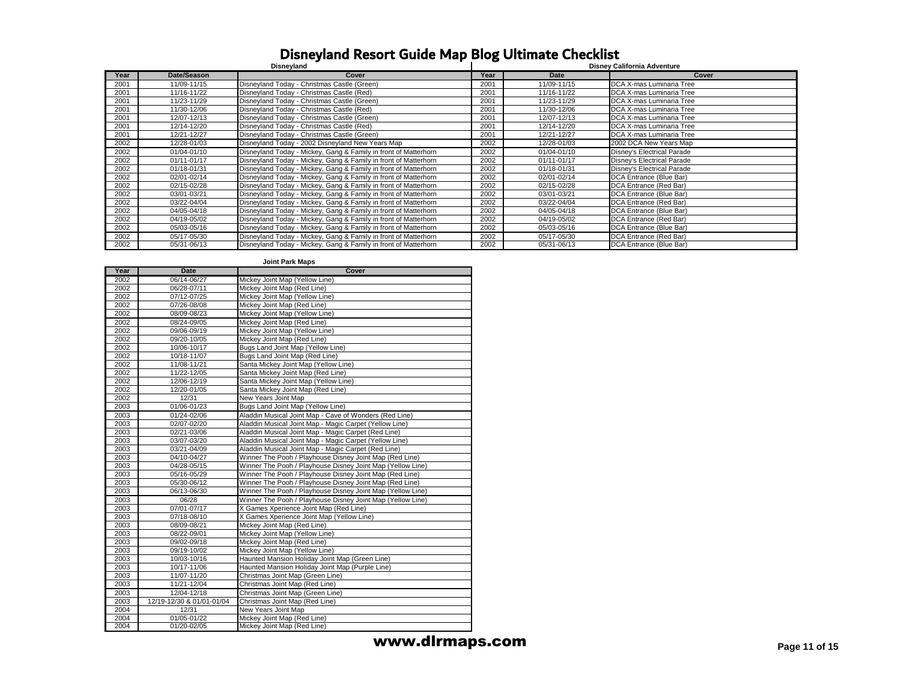# Disneyland Resort Guide Map Blog Ultimate Checklist

| Disneyland | | | Disney California Adventure | | |
|---|---|---|---|---|---|
| Year | Date/Season | Cover | Year | Date | Cover |
| 2001 | 11/09-11/15 | Disneyland Today - Christmas Castle (Green) | 2001 | 11/09-11/15 | DCA X-mas Luminaria Tree |
| 2001 | 11/16-11/22 | Disneyland Today - Christmas Castle (Red) | 2001 | 11/16-11/22 | DCA X-mas Luminaria Tree |
| 2001 | 11/23-11/29 | Disneyland Today - Christmas Castle (Green) | 2001 | 11/23-11/29 | DCA X-mas Luminaria Tree |
| 2001 | 11/30-12/06 | Disneyland Today - Christmas Castle (Red) | 2001 | 11/30-12/06 | DCA X-mas Luminaria Tree |
| 2001 | 12/07-12/13 | Disneyland Today - Christmas Castle (Green) | 2001 | 12/07-12/13 | DCA X-mas Luminaria Tree |
| 2001 | 12/14-12/20 | Disneyland Today - Christmas Castle (Red) | 2001 | 12/14-12/20 | DCA X-mas Luminaria Tree |
| 2001 | 12/21-12/27 | Disneyland Today - Christmas Castle (Green) | 2001 | 12/21-12/27 | DCA X-mas Luminaria Tree |
| 2002 | 12/28-01/03 | Disneyland Today - 2002 Disneyland New Years Map | 2002 | 12/28-01/03 | 2002 DCA New Years Map |
| 2002 | 01/04-01/10 | Disneyland Today - Mickey, Gang & Family in front of Matterhorn | 2002 | 01/04-01/10 | Disney's Electrical Parade |
| 2002 | 01/11-01/17 | Disneyland Today - Mickey, Gang & Family in front of Matterhorn | 2002 | 01/11-01/17 | Disney's Electrical Parade |
| 2002 | 01/18-01/31 | Disneyland Today - Mickey, Gang & Family in front of Matterhorn | 2002 | 01/18-01/31 | Disney's Electrical Parade |
| 2002 | 02/01-02/14 | Disneyland Today - Mickey, Gang & Family in front of Matterhorn | 2002 | 02/01-02/14 | DCA Entrance (Blue Bar) |
| 2002 | 02/15-02/28 | Disneyland Today - Mickey, Gang & Family in front of Matterhorn | 2002 | 02/15-02/28 | DCA Entrance (Red Bar) |
| 2002 | 03/01-03/21 | Disneyland Today - Mickey, Gang & Family in front of Matterhorn | 2002 | 03/01-03/21 | DCA Entrance (Blue Bar) |
| 2002 | 03/22-04/04 | Disneyland Today - Mickey, Gang & Family in front of Matterhorn | 2002 | 03/22-04/04 | DCA Entrance (Red Bar) |
| 2002 | 04/05-04/18 | Disneyland Today - Mickey, Gang & Family in front of Matterhorn | 2002 | 04/05-04/18 | DCA Entrance (Blue Bar) |
| 2002 | 04/19-05/02 | Disneyland Today - Mickey, Gang & Family in front of Matterhorn | 2002 | 04/19-05/02 | DCA Entrance (Red Bar) |
| 2002 | 05/03-05/16 | Disneyland Today - Mickey, Gang & Family in front of Matterhorn | 2002 | 05/03-05/16 | DCA Entrance (Blue Bar) |
| 2002 | 05/17-05/30 | Disneyland Today - Mickey, Gang & Family in front of Matterhorn | 2002 | 05/17-05/30 | DCA Entrance (Red Bar) |
| 2002 | 05/31-06/13 | Disneyland Today - Mickey, Gang & Family in front of Matterhorn | 2002 | 05/31-06/13 | DCA Entrance (Blue Bar) |

**Joint Park Maps**

| Year | Date | Cover |
|---|---|---|
| 2002 | 06/14-06/27 | Mickey Joint Map (Yellow Line) |
| 2002 | 06/28-07/11 | Mickey Joint Map (Red Line) |
| 2002 | 07/12-07/25 | Mickey Joint Map (Yellow Line) |
| 2002 | 07/26-08/08 | Mickey Joint Map (Red Line) |
| 2002 | 08/09-08/23 | Mickey Joint Map (Yellow Line) |
| 2002 | 08/24-09/05 | Mickey Joint Map (Red Line) |
| 2002 | 09/06-09/19 | Mickey Joint Map (Yellow Line) |
| 2002 | 09/20-10/05 | Mickey Joint Map (Red Line) |
| 2002 | 10/06-10/17 | Bugs Land Joint Map (Yellow Line) |
| 2002 | 10/18-11/07 | Bugs Land Joint Map (Red Line) |
| 2002 | 11/08-11/21 | Santa Mickey Joint Map (Yellow Line) |
| 2002 | 11/22-12/05 | Santa Mickey Joint Map (Red Line) |
| 2002 | 12/06-12/19 | Santa Mickey Joint Map (Yellow Line) |
| 2002 | 12/20-01/05 | Santa Mickey Joint Map (Red Line) |
| 2002 | 12/31 | New Years Joint Map |
| 2003 | 01/06-01/23 | Bugs Land Joint Map (Yellow Line) |
| 2003 | 01/24-02/06 | Aladdin Musical Joint Map - Cave of Wonders (Red Line) |
| 2003 | 02/07-02/20 | Aladdin Musical Joint Map - Magic Carpet (Yellow Line) |
| 2003 | 02/21-03/06 | Aladdin Musical Joint Map - Magic Carpet (Red Line) |
| 2003 | 03/07-03/20 | Aladdin Musical Joint Map - Magic Carpet (Yellow Line) |
| 2003 | 03/21-04/09 | Aladdin Musical Joint Map - Magic Carpet (Red Line) |
| 2003 | 04/10-04/27 | Winner The Pooh / Playhouse Disney Joint Map (Red Line) |
| 2003 | 04/28-05/15 | Winner The Pooh / Playhouse Disney Joint Map (Yellow Line) |
| 2003 | 05/16-05/29 | Winner The Pooh / Playhouse Disney Joint Map (Red Line) |
| 2003 | 05/30-06/12 | Winner The Pooh / Playhouse Disney Joint Map (Red Line) |
| 2003 | 06/13-06/30 | Winner The Pooh / Playhouse Disney Joint Map (Yellow Line) |
| 2003 | 06/28 | Winner The Pooh / Playhouse Disney Joint Map (Yellow Line) |
| 2003 | 07/01-07/17 | X Games Xperience Joint Map (Red Line) |
| 2003 | 07/18-08/10 | X Games Xperience Joint Map (Yellow Line) |
| 2003 | 08/09-08/21 | Mickey Joint Map (Red Line) |
| 2003 | 08/22-09/01 | Mickey Joint Map (Yellow Line) |
| 2003 | 09/02-09/18 | Mickey Joint Map (Red Line) |
| 2003 | 09/19-10/02 | Mickey Joint Map (Yellow Line) |
| 2003 | 10/03-10/16 | Haunted Mansion Holiday Joint Map (Green Line) |
| 2003 | 10/17-11/06 | Haunted Mansion Holiday Joint Map (Purple Line) |
| 2003 | 11/07-11/20 | Christmas Joint Map (Green Line) |
| 2003 | 11/21-12/04 | Christmas Joint Map (Red Line) |
| 2003 | 12/04-12/18 | Christmas Joint Map (Green Line) |
| 2003 | 12/19-12/30 & 01/01-01/04 | Christmas Joint Map (Red Line) |
| 2004 | 12/31 | New Years Joint Map |
| 2004 | 01/05-01/22 | Mickey Joint Map (Red Line) |
| 2004 | 01/20-02/05 | Mickey Joint Map (Red Line) |

www.dlrmaps.com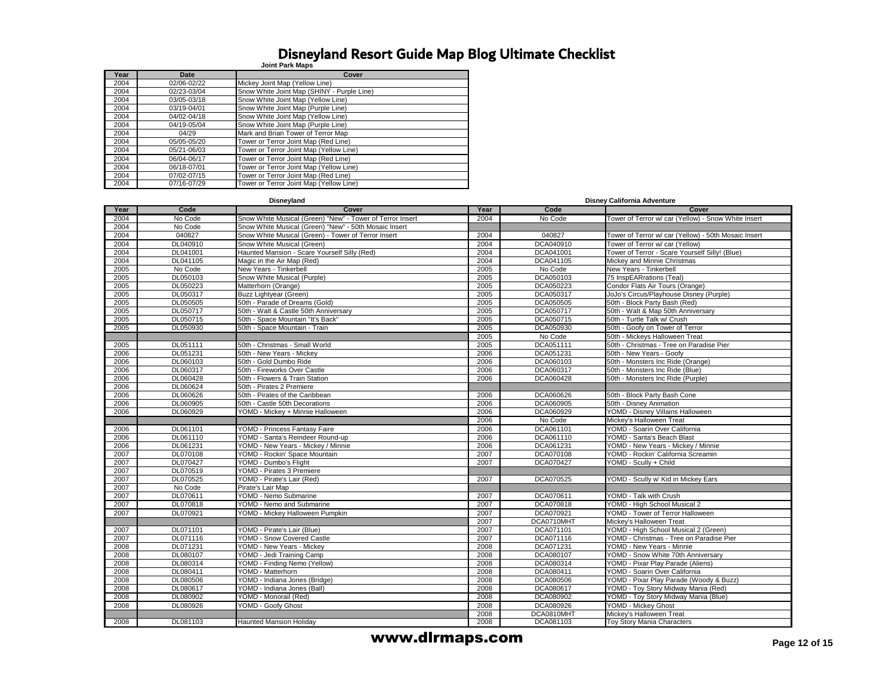# Disneyland Resort Guide Map Blog Ultimate Checklist

## Joint Park Maps

| Year | Date | Cover |
|---|---|---|
| 2004 | 02/06-02/22 | Mickey Joint Map (Yellow Line) |
| 2004 | 02/23-03/04 | Snow White Joint Map (SHINY - Purple Line) |
| 2004 | 03/05-03/18 | Snow White Joint Map (Yellow Line) |
| 2004 | 03/19-04/01 | Snow White Joint Map (Purple Line) |
| 2004 | 04/02-04/18 | Snow White Joint Map (Yellow Line) |
| 2004 | 04/19-05/04 | Snow White Joint Map (Purple Line) |
| 2004 | 04/29 | Mark and Brian Tower of Terror Map |
| 2004 | 05/05-05/20 | Tower or Terror Joint Map (Red Line) |
| 2004 | 05/21-06/03 | Tower or Terror Joint Map (Yellow Line) |
| 2004 | 06/04-06/17 | Tower or Terror Joint Map (Red Line) |
| 2004 | 06/18-07/01 | Tower or Terror Joint Map (Yellow Line) |
| 2004 | 07/02-07/15 | Tower or Terror Joint Map (Red Line) |
| 2004 | 07/16-07/29 | Tower or Terror Joint Map (Yellow Line) |

| Disneyland | | | Disney California Adventure | | |
|---|---|---|---|---|---|
| Year | Code | Cover | Year | Code | Cover |
| 2004 | No Code | Snow White Musical (Green) "New" - Tower of Terror Insert | 2004 | No Code | Tower of Terror w/ car (Yellow) - Snow White Insert |
| 2004 | No Code | Snow White Musical (Green) "New" - 50th Mosaic Insert | | | |
| 2004 | 040827 | Snow White Musical (Green) - Tower of Terror Insert | 2004 | 040827 | Tower of Terror w/ car (Yellow) - 50th Mosaic Insert |
| 2004 | DL040910 | Snow White Musical (Green) | 2004 | DCA040910 | Tower of Terror w/ car (Yellow) |
| 2004 | DL041001 | Haunted Mansion - Scare Yourself Silly (Red) | 2004 | DCA041001 | Tower of Terror - Scare Yourself Silly! (Blue) |
| 2004 | DL041105 | Magic in the Air Map (Red) | 2004 | DCA041105 | Mickey and Minnie Christmas |
| 2005 | No Code | New Years - Tinkerbell | 2005 | No Code | New Years - Tinkerbell |
| 2005 | DL050103 | Snow White Musical (Purple) | 2005 | DCA050103 | 75 InspEARrations (Teal) |
| 2005 | DL050223 | Matterhorn (Orange) | 2005 | DCA050223 | Condor Flats Air Tours (Orange) |
| 2005 | DL050317 | Buzz Lightyear (Green) | 2005 | DCA050317 | JoJo's Circus/Playhouse Disney (Purple) |
| 2005 | DL050505 | 50th - Parade of Dreams (Gold) | 2005 | DCA050505 | 50th - Block Party Bash (Red) |
| 2005 | DL050717 | 50th - Walt & Castle 50th Anniversary | 2005 | DCA050717 | 50th - Walt & Map 50th Anniversary |
| 2005 | DL050715 | 50th - Space Mountain "It's Back" | 2005 | DCA050715 | 50th - Turtle Talk w/ Crush |
| 2005 | DL050930 | 50th - Space Mountain - Train | 2005 | DCA050930 | 50th - Goofy on Tower of Terror |
| | | | 2005 | No Code | 50th - Mickeys Halloween Treat |
| 2005 | DL051111 | 50th - Christmas - Small World | 2005 | DCA051111 | 50th - Christmas - Tree on Paradise Pier |
| 2006 | DL051231 | 50th - New Years - Mickey | 2006 | DCA051231 | 50th - New Years - Goofy |
| 2006 | DL060103 | 50th - Gold Dumbo Ride | 2006 | DCA060103 | 50th - Monsters Inc Ride (Orange) |
| 2006 | DL060317 | 50th - Fireworks Over Castle | 2006 | DCA060317 | 50th - Monsters Inc Ride (Blue) |
| 2006 | DL060428 | 50th - Flowers & Train Station | 2006 | DCA060428 | 50th - Monsters Inc Ride (Purple) |
| 2006 | DL060624 | 50th - Pirates 2 Premiere | | | |
| 2006 | DL060626 | 50th - Pirates of the Caribbean | 2006 | DCA060626 | 50th - Block Party Bash Cone |
| 2006 | DL060905 | 50th - Castle 50th Decorations | 2006 | DCA060905 | 50th - Disney Animation |
| 2006 | DL060929 | YOMD - Mickey + Minnie Halloween | 2006 | DCA060929 | YOMD - Disney Villains Halloween |
| | | | 2006 | No Code | Mickey's Halloween Treat |
| 2006 | DL061101 | YOMD - Princess Fantasy Faire | 2006 | DCA061101 | YOMD - Soarin Over California |
| 2006 | DL061110 | YOMD - Santa's Reindeer Round-up | 2006 | DCA061110 | YOMD - Santa's Beach Blast |
| 2006 | DL061231 | YOMD - New Years - Mickey / Minnie | 2006 | DCA061231 | YOMD - New Years - Mickey / Minnie |
| 2007 | DL070108 | YOMD - Rockin' Space Mountain | 2007 | DCA070108 | YOMD - Rockin' California Screamin |
| 2007 | DL070427 | YOMD - Dumbo's Flight | 2007 | DCA070427 | YOMD - Scully + Child |
| 2007 | DL070519 | YOMD - Pirates 3 Premiere | | | |
| 2007 | DL070525 | YOMD - Pirate's Lair (Red) | 2007 | DCA070525 | YOMD - Scully w' Kid in Mickey Ears |
| 2007 | No Code | Pirate's Lair Map | | | |
| 2007 | DL070611 | YOMD - Nemo Submarine | 2007 | DCA070611 | YOMD - Talk with Crush |
| 2007 | DL070818 | YOMD - Nemo and Submarine | 2007 | DCA070818 | YOMD - High School Musical 2 |
| 2007 | DL070921 | YOMD - Mickey Halloween Pumpkin | 2007 | DCA070921 | YOMD - Tower of Terror Halloween |
| | | | 2007 | DCA0710MHT | Mickey's Halloween Treat |
| 2007 | DL071101 | YOMD - Pirate's Lair (Blue) | 2007 | DCA071101 | YOMD - High School Musical 2 (Green) |
| 2007 | DL071116 | YOMD - Snow Covered Castle | 2007 | DCA071116 | YOMD - Christmas - Tree on Paradise Pier |
| 2008 | DL071231 | YOMD - New Years - Mickey | 2008 | DCA071231 | YOMD - New Years - Minnie |
| 2008 | DL080107 | YOMD - Jedi Training Camp | 2008 | DCA080107 | YOMD - Snow White 70th Anniversary |
| 2008 | DL080314 | YOMD - Finding Nemo (Yellow) | 2008 | DCA080314 | YOMD - Pixar Play Parade (Aliens) |
| 2008 | DL080411 | YOMD - Matterhorn | 2008 | DCA080411 | YOMD - Soarin Over California |
| 2008 | DL080506 | YOMD - Indiana Jones (Bridge) | 2008 | DCA080506 | YOMD - Pixar Play Parade (Woody & Buzz) |
| 2008 | DL080617 | YOMD - Indiana Jones (Ball) | 2008 | DCA080617 | YOMD - Toy Story Midway Mania (Red) |
| 2008 | DL080902 | YOMD - Monorail (Red) | 2008 | DCA080902 | YOMD - Toy Story Midway Mania (Blue) |
| 2008 | DL080926 | YOMD - Goofy Ghost | 2008 | DCA080926 | YOMD - Mickey Ghost |
| | | | 2008 | DCA0810MHT | Mickey's Halloween Treat |
| 2008 | DL081103 | Haunted Mansion Holiday | 2008 | DCA081103 | Toy Story Mania Characters |

www.dlrmaps.com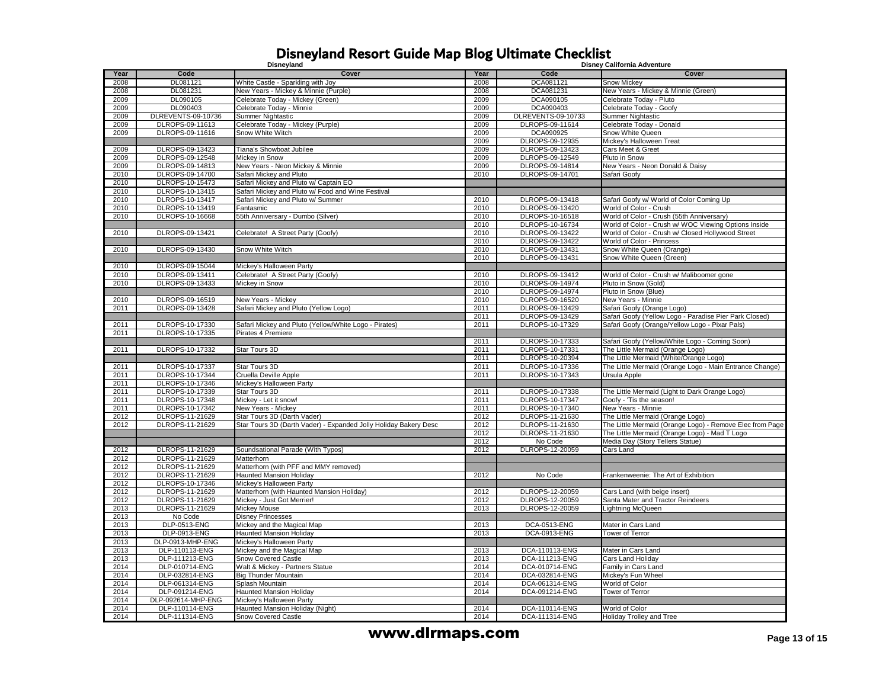# Disneyland Resort Guide Map Blog Ultimate Checklist

| Disneyland | | | Disney California Adventure | | |
|---|---|---|---|---|---|
| Year | Code | Cover | Year | Code | Cover |
| 2008 | DL081121 | White Castle - Sparkling with Joy | 2008 | DCA081121 | Snow Mickey |
| 2008 | DL081231 | New Years - Mickey & Minnie (Purple) | 2008 | DCA081231 | New Years - Mickey & Minnie (Green) |
| 2009 | DL090105 | Celebrate Today - Mickey (Green) | 2009 | DCA090105 | Celebrate Today - Pluto |
| 2009 | DL090403 | Celebrate Today - Minnie | 2009 | DCA090403 | Celebrate Today - Goofy |
| 2009 | DLREVENTS-09-10736 | Summer Nightastic | 2009 | DLREVENTS-09-10733 | Summer Nightastic |
| 2009 | DLROPS-09-11613 | Celebrate Today - Mickey (Purple) | 2009 | DLROPS-09-11614 | Celebrate Today - Donald |
| 2009 | DLROPS-09-11616 | Snow White Witch | 2009 | DCA090925 | Snow White Queen |
| | | | 2009 | DLROPS-09-12935 | Mickey's Halloween Treat |
| 2009 | DLROPS-09-13423 | Tiana's Showboat Jubilee | 2009 | DLROPS-09-13423 | Cars Meet & Greet |
| 2009 | DLROPS-09-12548 | Mickey in Snow | 2009 | DLROPS-09-12549 | Pluto in Snow |
| 2009 | DLROPS-09-14813 | New Years - Neon Mickey & Minnie | 2009 | DLROPS-09-14814 | New Years - Neon Donald & Daisy |
| 2010 | DLROPS-09-14700 | Safari Mickey and Pluto | 2010 | DLROPS-09-14701 | Safari Goofy |
| 2010 | DLROPS-10-15473 | Safari Mickey and Pluto w/ Captain EO | | | |
| 2010 | DLROPS-10-13415 | Safari Mickey and Pluto w/ Food and Wine Festival | | | |
| 2010 | DLROPS-10-13417 | Safari Mickey and Pluto w/ Summer | 2010 | DLROPS-09-13418 | Safari Goofy w/ World of Color Coming Up |
| 2010 | DLROPS-09-13419 | Fantasmic | 2010 | DLROPS-09-13420 | World of Color - Crush |
| 2010 | DLROPS-10-16668 | 55th Anniversary - Dumbo (Silver) | 2010 | DLROPS-10-16518 | World of Color - Crush (55th Anniversary) |
| | | | 2010 | DLROPS-10-16734 | World of Color - Crush w/ WOC Viewing Options Inside |
| 2010 | DLROPS-09-13421 | Celebrate! A Street Party (Goofy) | 2010 | DLROPS-09-13422 | World of Color - Crush w/ Closed Hollywood Street |
| | | | 2010 | DLROPS-09-13422 | World of Color - Princess |
| 2010 | DLROPS-09-13430 | Snow White Witch | 2010 | DLROPS-09-13431 | Snow White Queen (Orange) |
| | | | 2010 | DLROPS-09-13431 | Snow White Queen (Green) |
| 2010 | DLROPS-09-15044 | Mickey's Halloween Party | | | |
| 2010 | DLROPS-09-13411 | Celebrate! A Street Party (Goofy) | 2010 | DLROPS-09-13412 | World of Color - Crush w/ Maliboomer gone |
| 2010 | DLROPS-09-13433 | Mickey in Snow | 2010 | DLROPS-09-14974 | Pluto in Snow (Gold) |
| | | | 2010 | DLROPS-09-14974 | Pluto in Snow (Blue) |
| 2010 | DLROPS-09-16519 | New Years - Mickey | 2010 | DLROPS-09-16520 | New Years - Minnie |
| 2011 | DLROPS-09-13428 | Safari Mickey and Pluto (Yellow Logo) | 2011 | DLROPS-09-13429 | Safari Goofy (Orange Logo) |
| | | | 2011 | DLROPS-09-13429 | Safari Goofy (Yellow Logo - Paradise Pier Park Closed) |
| 2011 | DLROPS-10-17330 | Safari Mickey and Pluto (Yellow/White Logo - Pirates) | 2011 | DLROPS-10-17329 | Safari Goofy (Orange/Yellow Logo - Pixar Pals) |
| 2011 | DLROPS-10-17335 | Pirates 4 Premiere | | | |
| | | | 2011 | DLROPS-10-17333 | Safari Goofy (Yellow/White Logo - Coming Soon) |
| 2011 | DLROPS-10-17332 | Star Tours 3D | 2011 | DLROPS-10-17331 | The Little Mermaid (Orange Logo) |
| | | | 2011 | DLROPS-10-20394 | The Little Mermaid (White/Orange Logo) |
| 2011 | DLROPS-10-17337 | Star Tours 3D | 2011 | DLROPS-10-17336 | The Little Mermaid (Orange Logo - Main Entrance Change) |
| 2011 | DLROPS-10-17344 | Cruella Deville Apple | 2011 | DLROPS-10-17343 | Ursula Apple |
| 2011 | DLROPS-10-17346 | Mickey's Halloween Party | | | |
| 2011 | DLROPS-10-17339 | Star Tours 3D | 2011 | DLROPS-10-17338 | The Little Mermaid (Light to Dark Orange Logo) |
| 2011 | DLROPS-10-17348 | Mickey - Let it snow! | 2011 | DLROPS-10-17347 | Goofy - 'Tis the season! |
| 2011 | DLROPS-10-17342 | New Years - Mickey | 2011 | DLROPS-10-17340 | New Years - Minnie |
| 2012 | DLROPS-11-21629 | Star Tours 3D (Darth Vader) | 2012 | DLROPS-11-21630 | The Little Mermaid (Orange Logo) |
| 2012 | DLROPS-11-21629 | Star Tours 3D (Darth Vader) - Expanded Jolly Holiday Bakery Desc | 2012 | DLROPS-11-21630 | The Little Mermaid (Orange Logo) - Remove Elec from Page |
| | | | 2012 | DLROPS-11-21630 | The Little Mermaid (Orange Logo) - Mad T Logo |
| | | | 2012 | No Code | Media Day (Story Tellers Statue) |
| 2012 | DLROPS-11-21629 | Soundsational Parade (With Typos) | 2012 | DLROPS-12-20059 | Cars Land |
| 2012 | DLROPS-11-21629 | Matterhorn | | | |
| 2012 | DLROPS-11-21629 | Matterhorn (with PFF and MMY removed) | | | |
| 2012 | DLROPS-11-21629 | Haunted Mansion Holiday | 2012 | No Code | Frankenweenie: The Art of Exhibition |
| 2012 | DLROPS-10-17346 | Mickey's Halloween Party | | | |
| 2012 | DLROPS-11-21629 | Matterhorn (with Haunted Mansion Holiday) | 2012 | DLROPS-12-20059 | Cars Land (with beige insert) |
| 2012 | DLROPS-11-21629 | Mickey - Just Got Merrier! | 2012 | DLROPS-12-20059 | Santa Mater and Tractor Reindeers |
| 2013 | DLROPS-11-21629 | Mickey Mouse | 2013 | DLROPS-12-20059 | Lightning McQueen |
| 2013 | No Code | Disney Princesses | | | |
| 2013 | DLP-0513-ENG | Mickey and the Magical Map | 2013 | DCA-0513-ENG | Mater in Cars Land |
| 2013 | DLP-0913-ENG | Haunted Mansion Holiday | 2013 | DCA-0913-ENG | Tower of Terror |
| 2013 | DLP-0913-MHP-ENG | Mickey's Halloween Party | | | |
| 2013 | DLP-110113-ENG | Mickey and the Magical Map | 2013 | DCA-110113-ENG | Mater in Cars Land |
| 2013 | DLP-111213-ENG | Snow Covered Castle | 2013 | DCA-111213-ENG | Cars Land Holiday |
| 2014 | DLP-010714-ENG | Walt & Mickey - Partners Statue | 2014 | DCA-010714-ENG | Family in Cars Land |
| 2014 | DLP-032814-ENG | Big Thunder Mountain | 2014 | DCA-032814-ENG | Mickey's Fun Wheel |
| 2014 | DLP-061314-ENG | Splash Mountain | 2014 | DCA-061314-ENG | World of Color |
| 2014 | DLP-091214-ENG | Haunted Mansion Holiday | 2014 | DCA-091214-ENG | Tower of Terror |
| 2014 | DLP-092614-MHP-ENG | Mickey's Halloween Party | | | |
| 2014 | DLP-110114-ENG | Haunted Mansion Holiday (Night) | 2014 | DCA-110114-ENG | World of Color |
| 2014 | DLP-111314-ENG | Snow Covered Castle | 2014 | DCA-111314-ENG | Holiday Trolley and Tree |

www.dlrmaps.com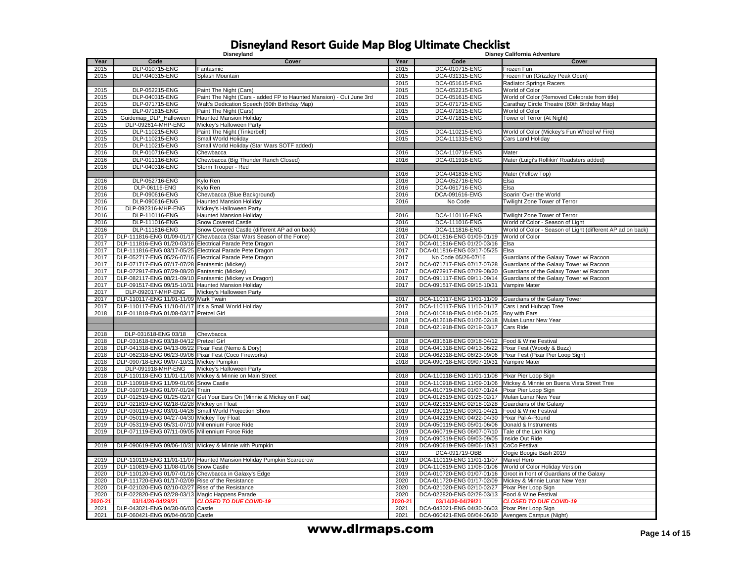# Disneyland Resort Guide Map Blog Ultimate Checklist

| Disneyland | | | Disney California Adventure | | |
|---|---|---|---|---|---|
| Year | Code | Cover | Year | Code | Cover |
| 2015 | DLP-010715-ENG | Fantasmic | 2015 | DCA-010715-ENG | Frozen Fun |
| 2015 | DLP-040315-ENG | Splash Mountain | 2015 | DCA-031315-ENG | Frozen Fun (Grizzley Peak Open) |
| | | | 2015 | DCA-051615-ENG | Radiator Springs Racers |
| 2015 | DLP-052215-ENG | Paint The Night (Cars) | 2015 | DCA-052215-ENG | World of Color |
| 2015 | DLP-040315-ENG | Paint The Night (Cars - added FP to Haunted Mansion) - Out June 3rd | 2015 | DCA-051615-ENG | World of Color (Removed Celebrate from title) |
| 2015 | DLP-071715-ENG | Walt's Dedication Speech (60th Birthday Map) | 2015 | DCA-071715-ENG | Carathay Circle Theatre (60th Birthday Map) |
| 2015 | DLP-071815-ENG | Paint The Night (Cars) | 2015 | DCA-071815-ENG | World of Color |
| 2015 | Guidemap_DLP_Halloween | Haunted Mansion Holiday | 2015 | DCA-071815-ENG | Tower of Terror (At Night) |
| 2015 | DLP-092614-MHP-ENG | Mickey's Halloween Party | | | |
| 2015 | DLP-110215-ENG | Paint The Night (Tinkerbell) | 2015 | DCA-110215-ENG | World of Color (Mickey's Fun Wheel w/ Fire) |
| 2015 | DLP-110215-ENG | Small World Holiday | 2015 | DCA-111315-ENG | Cars Land Holiday |
| 2015 | DLP-110215-ENG | Small World Holiday (Star Wars SOTF added) | | | |
| 2016 | DLP-010716-ENG | Chewbacca | 2016 | DCA-110716-ENG | Mater |
| 2016 | DLP-011116-ENG | Chewbacca (Big Thunder Ranch Closed) | 2016 | DCA-011916-ENG | Mater (Luigi's Rollikin' Roadsters added) |
| 2016 | DLP-040316-ENG | Storm Trooper - Red | | | |
| | | | 2016 | DCA-041816-ENG | Mater (Yellow Top) |
| 2016 | DLP-052716-ENG | Kylo Ren | 2016 | DCA-052716-ENG | Elsa |
| 2016 | DLP-06116-ENG | Kylo Ren | 2016 | DCA-061716-ENG | Elsa |
| 2016 | DLP-090616-ENG | Chewbacca (Blue Background) | 2016 | DCA-091616-EMG | Soarin' Over the World |
| 2016 | DLP-090616-ENG | Haunted Mansion Holiday | 2016 | No Code | Twilight Zone Tower of Terror |
| 2016 | DLP-092316-MHP-ENG | Mickey's Halloween Party | | | |
| 2016 | DLP-110116-ENG | Haunted Mansion Holiday | 2016 | DCA-110116-ENG | Twilight Zone Tower of Terror |
| 2016 | DLP-111016-ENG | Snow Covered Castle | 2016 | DCA-111016-ENG | World of Color - Season of Light |
| 2016 | DLP-111816-ENG | Snow Covered Castle (different AP ad on back) | 2016 | DCA-111816-ENG | World of Color - Season of Light (different AP ad on back) |
| 2017 | DLP-111816-ENG 01/09-01/17 | Chewbacca (Star Wars Season of the Force) | 2017 | DCA-011816-ENG 01/09-01/19 | World of Color |
| 2017 | DLP-111816-ENG 01/20-03/16 | Electrical Parade Pete Dragon | 2017 | DCA-011816-ENG 01/20-03/16 | Elsa |
| 2017 | DLP-111816-ENG 03/17-05/25 | Electrical Parade Pete Dragon | 2017 | DCA-011816-ENG 03/17-05/25 | Elsa |
| 2017 | DLP-052717-ENG 05/26-07/16 | Electrical Parade Pete Dragon | 2017 | No Code 05/26-07/16 | Guardians of the Galaxy Tower w/ Racoon |
| 2017 | DLP-071717-ENG 07/17-07/28 | Fantasmic (Mickey) | 2017 | DCA-071717-ENG 07/17-07/28 | Guardians of the Galaxy Tower w/ Racoon |
| 2017 | DLP-072917-ENG 07/29-08/20 | Fantasmic (Mickey) | 2017 | DCA-072917-ENG 07/29-08/20 | Guardians of the Galaxy Tower w/ Racoon |
| 2017 | DLP-082117-ENG 08/21-09/10 | Fantasmic (Mickey vs Dragon) | 2017 | DCA-091117-ENG 09/11-09/14 | Guardians of the Galaxy Tower w/ Racoon |
| 2017 | DLP-091517-ENG 09/15-10/31 | Haunted Mansion Holiday | 2017 | DCA-091517-ENG 09/15-10/31 | Vampire Mater |
| 2017 | DLP-092017-MHP-ENG | Mickey's Halloween Party | | | |
| 2017 | DLP-110117-ENG 11/01-11/09 | Mark Twain | 2017 | DCA-110117-ENG 11/01-11/09 | Guardians of the Galaxy Tower |
| 2017 | DLP-110117-ENG 11/10-01/17 | It's a Small World Holiday | 2017 | DCA-110117-ENG 11/10-01/17 | Cars Land Hubcap Tree |
| 2018 | DLP-011818-ENG 01/08-03/17 | Pretzel Girl | 2018 | DCA-010818-ENG 01/08-01/25 | Boy with Ears |
| | | | 2018 | DCA-012618-ENG 01/26-02/18 | Mulan Lunar New Year |
| | | | 2018 | DCA-021918-ENG 02/19-03/17 | Cars Ride |
| 2018 | DLP-031618-ENG 03/18 | Chewbacca | | | |
| 2018 | DLP-031618-ENG 03/18-04/12 | Pretzel Girl | 2018 | DCA-031618-ENG 03/18-04/12 | Food & Wine Festival |
| 2018 | DLP-041318-ENG 04/13-06/22 | Pixar Fest (Nemo & Dory) | 2018 | DCA-041318-ENG 04/13-06/22 | Pixar Fest (Woody & Buzz) |
| 2018 | DLP-062318-ENG 06/23-09/06 | Pixar Fest (Coco Fireworks) | 2018 | DCA-062318-ENG 06/23-09/06 | Pixar Fest (Pixar Pier Loop Sign) |
| 2018 | DLP-090718-ENG 09/07-10/31 | Mickey Pumpkin | 2018 | DCA-090718-ENG 09/07-10/31 | Vampire Mater |
| 2018 | DLP-091918-MHP-ENG | Mickey's Halloween Party | | | |
| 2018 | DLP-110118-ENG 11/01-11/08 | Mickey & Minnie on Main Street | 2018 | DCA-110118-ENG 11/01-11/08 | Pixar Pier Loop Sign |
| 2018 | DLP-110918-ENG 11/09-01/06 | Snow Castle | 2018 | DCA-110918-ENG 11/09-01/06 | Mickey & Minnie on Buena Vista Street Tree |
| 2019 | DLP-010719-ENG 01/07-01/24 | Train | 2019 | DCA-010719-ENG 01/07-01/24 | Pixar Pier Loop Sign |
| 2019 | DLP-012519-ENG 01/25-02/17 | Get Your Ears On (Minnie & Mickey on Float) | 2019 | DCA-012519-ENG 01/25-02/17 | Mulan Lunar New Year |
| 2019 | DLP-021819-ENG 02/18-02/28 | Mickey on Float | 2019 | DCA-021819-ENG 02/18-02/28 | Guardians of the Galaxy |
| 2019 | DLP-030119-ENG 03/01-04/26 | Small World Projection Show | 2019 | DCA-030119-ENG 03/01-04/21 | Food & Wine Festival |
| 2019 | DLP-050119-ENG 04/27-04/30 | Mickey Toy Float | 2019 | DCA-042219-ENG 04/22-04/30 | Pixar Pal-A-Round |
| 2019 | DLP-053119-ENG 05/31-07/10 | Millennium Force Ride | 2019 | DCA-050119-ENG 05/01-06/06 | Donald & Instruments |
| 2019 | DLP-071119-ENG 07/11-09/05 | Millennium Force Ride | 2019 | DCA-060719-ENG 06/07-07/10 | Tale of the Lion King |
| | | | 2019 | DCA-090319-ENG 09/03-09/05 | Inside Out Ride |
| 2019 | DLP-090619-ENG 09/06-10/31 | Mickey & Minnie with Pumpkin | 2019 | DCA-090619-ENG 09/06-10/31 | CoCo Festival |
| | | | 2019 | DCA-091719-OBB | Oogie Boogie Bash 2019 |
| 2019 | DLP-110119-ENG 11/01-11/07 | Haunted Mansion Holiday Pumpkin Scarecrow | 2019 | DCA-110119-ENG 11/01-11/07 | Marvel Hero |
| 2019 | DLP-110819-ENG 11/08-01/06 | Snow Castle | 2019 | DCA-110819-ENG 11/08-01/06 | World of Color Holiday Version |
| 2020 | DLP-110120-ENG 01/07-01/16 | Chewbacca in Galaxy's Edge | 2019 | DCA-010720-ENG 01/07-01/16 | Groot in front of Guardians of the Galaxy |
| 2020 | DLP-111720-ENG 01/17-02/09 | Rise of the Resistance | 2020 | DCA-011720-ENG 01/17-02/09 | Mickey & Minnie Lunar New Year |
| 2020 | DLP-021020-ENG 02/10-02/27 | Rise of the Resistance | 2020 | DCA-021020-ENG 02/10-02/27 | Pixar Pier Loop Sign |
| 2020 | DLP-022820-ENG 02/28-03/13 | Magic Happens Parade | 2020 | DCA-022820-ENG 02/28-03/13 | Food & Wine Festival |
| **2020-21** | ***03/14/20-04/29/21*** | ***CLOSED TO DUE COVID-19*** | **2020-21** | ***03/14/20-04/29/21*** | ***CLOSED TO DUE COVID-19*** |
| 2021 | DLP-043021-ENG 04/30-06/03 | Castle | 2021 | DCA-043021-ENG 04/30-06/03 | Pixar Pier Loop Sign |
| 2021 | DLP-060421-ENG 06/04-06/30 | Castle | 2021 | DCA-060421-ENG 06/04-06/30 | Avengers Campus (Night) |

**www.dlrmaps.com**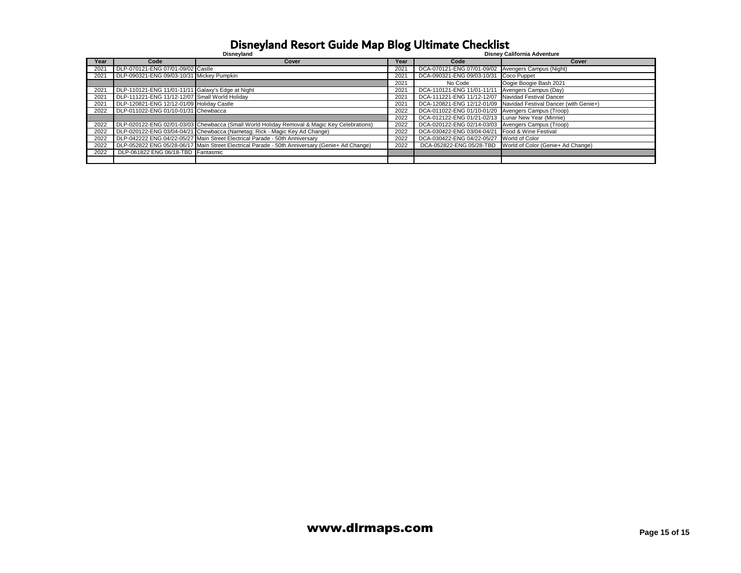# Disneyland Resort Guide Map Blog Ultimate Checklist

| Disneyland | | | Disney California Adventure | | |
|---|---|---|---|---|---|
| Year | Code | Cover | Year | Code | Cover |
| 2021 | DLP-070121-ENG 07/01-09/02 | Castle | 2021 | DCA-070121-ENG 07/01-09/02 | Avengers Campus (Night) |
| 2021 | DLP-090321-ENG 09/03-10/31 | Mickey Pumpkin | 2021 | DCA-090321-ENG 09/03-10/31 | Coco Puppet |
| | | | 2021 | No Code | Oogie Boogie Bash 2021 |
| 2021 | DLP-110121-ENG 11/01-11/11 | Galaxy's Edge at Night | 2021 | DCA-110121-ENG 11/01-11/11 | Avengers Campus (Day) |
| 2021 | DLP-111221-ENG 11/12-12/07 | Small World Holiday | 2021 | DCA-111221-ENG 11/12-12/07 | Navidad Festival Dancer |
| 2021 | DLP-120821-ENG 12/12-01/09 | Holiday Castle | 2021 | DCA-120821-ENG 12/12-01/09 | Navidad Festival Dancer (with Genie+) |
| 2022 | DLP-011022-ENG 01/10-01/31 | Chewbacca | 2022 | DCA-011022-ENG 01/10-01/20 | Avengers Campus (Troop) |
| | | | 2022 | DCA-012122-ENG 01/21-02/13 | Lunar New Year (Minnie) |
| 2022 | DLP-020122-ENG 02/01-03/03 | Chewbacca (Small World Holiday Removal & Magic Key Celebrations) | 2022 | DCA-020122-ENG 02/14-03/03 | Avengers Campus (Troop) |
| 2022 | DLP-020122-ENG 03/04-04/21 | Chewbacca (Nametag: Rick - Magic Key Ad Change) | 2022 | DCA-030422-ENG 03/04-04/21 | Food & Wine Festival |
| 2022 | DLP-042222 ENG 04/22-05/27 | Main Street Electrical Parade - 50th Anniversary | 2022 | DCA-030422-ENG 04/22-05/27 | World of Color |
| 2022 | DLP-052822 ENG 05/28-06/17 | Main Street Electrical Parade - 50th Anniversary (Genie+ Ad Change) | 2022 | DCA-052822-ENG 05/28-TBD | World of Color (Genie+ Ad Change) |
| 2022 | DLP-061822 ENG 06/18-TBD | Fantasmic | | | |
| | | | | | |

www.dlrmaps.com